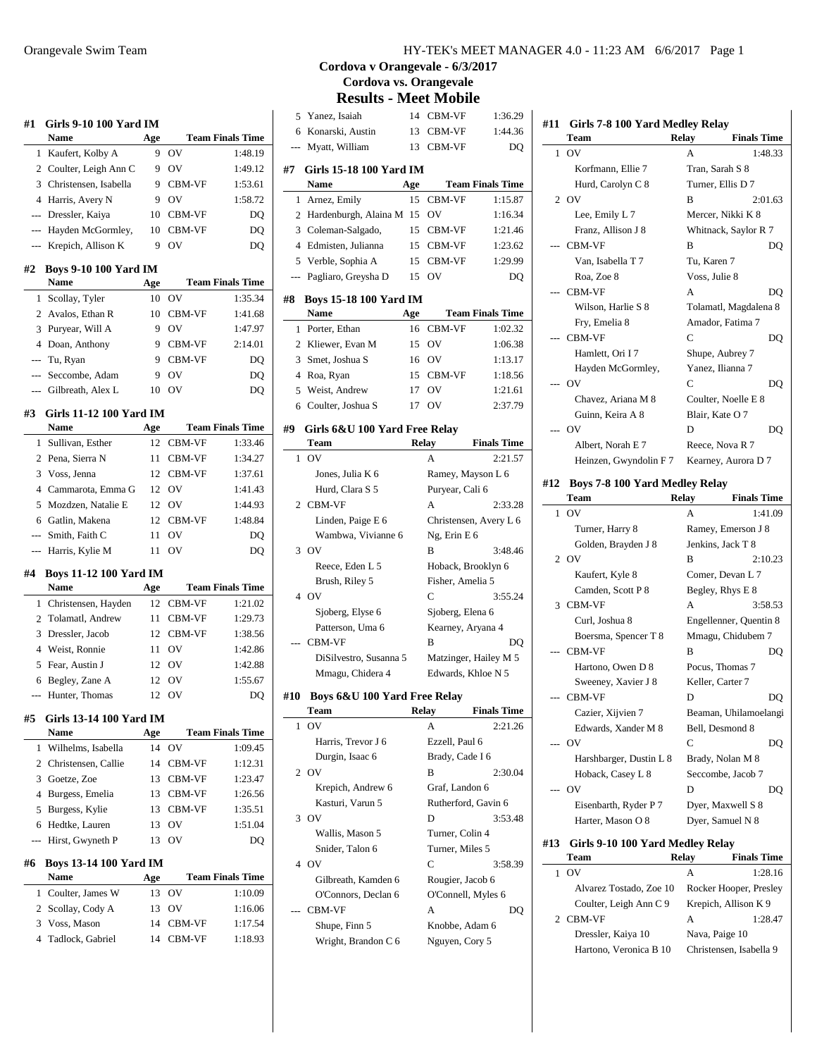# Cordova v Orangevale - 6/3/2017

## Cordova vs. Orangevale

## Results - Meet Mobile

### #1 Girls 9-10 100 Yard IM

| | Name | Age | Team | Finals Time |
|---|---|---|---|---|
| 1 | Kaufert, Kolby A | 9 | OV | 1:48.19 |
| 2 | Coulter, Leigh Ann C | 9 | OV | 1:49.12 |
| 3 | Christensen, Isabella | 9 | CBM-VF | 1:53.61 |
| 4 | Harris, Avery N | 9 | OV | 1:58.72 |
| --- | Dressler, Kaiya | 10 | CBM-VF | DQ |
| --- | Hayden McGormley, | 10 | CBM-VF | DQ |
| --- | Krepich, Allison K | 9 | OV | DQ |

### #2 Boys 9-10 100 Yard IM

| | Name | Age | Team | Finals Time |
|---|---|---|---|---|
| 1 | Scollay, Tyler | 10 | OV | 1:35.34 |
| 2 | Avalos, Ethan R | 10 | CBM-VF | 1:41.68 |
| 3 | Puryear, Will A | 9 | OV | 1:47.97 |
| 4 | Doan, Anthony | 9 | CBM-VF | 2:14.01 |
| --- | Tu, Ryan | 9 | CBM-VF | DQ |
| --- | Seccombe, Adam | 9 | OV | DQ |
| --- | Gilbreath, Alex L | 10 | OV | DQ |

### #3 Girls 11-12 100 Yard IM

| | Name | Age | Team | Finals Time |
|---|---|---|---|---|
| 1 | Sullivan, Esther | 12 | CBM-VF | 1:33.46 |
| 2 | Pena, Sierra N | 11 | CBM-VF | 1:34.27 |
| 3 | Voss, Jenna | 12 | CBM-VF | 1:37.61 |
| 4 | Cammarota, Emma G | 12 | OV | 1:41.43 |
| 5 | Mozdzen, Natalie E | 12 | OV | 1:44.93 |
| 6 | Gatlin, Makena | 12 | CBM-VF | 1:48.84 |
| --- | Smith, Faith C | 11 | OV | DQ |
| --- | Harris, Kylie M | 11 | OV | DQ |

### #4 Boys 11-12 100 Yard IM

| | Name | Age | Team | Finals Time |
|---|---|---|---|---|
| 1 | Christensen, Hayden | 12 | CBM-VF | 1:21.02 |
| 2 | Tolamatl, Andrew | 11 | CBM-VF | 1:29.73 |
| 3 | Dressler, Jacob | 12 | CBM-VF | 1:38.56 |
| 4 | Weist, Ronnie | 11 | OV | 1:42.86 |
| 5 | Fear, Austin J | 12 | OV | 1:42.88 |
| 6 | Begley, Zane A | 12 | OV | 1:55.67 |
| --- | Hunter, Thomas | 12 | OV | DQ |

### #5 Girls 13-14 100 Yard IM

| | Name | Age | Team | Finals Time |
|---|---|---|---|---|
| 1 | Wilhelms, Isabella | 14 | OV | 1:09.45 |
| 2 | Christensen, Callie | 14 | CBM-VF | 1:12.31 |
| 3 | Goetze, Zoe | 13 | CBM-VF | 1:23.47 |
| 4 | Burgess, Emelia | 13 | CBM-VF | 1:26.56 |
| 5 | Burgess, Kylie | 13 | CBM-VF | 1:35.51 |
| 6 | Hedtke, Lauren | 13 | OV | 1:51.04 |
| --- | Hirst, Gwyneth P | 13 | OV | DQ |

### #6 Boys 13-14 100 Yard IM

| | Name | Age | Team | Finals Time |
|---|---|---|---|---|
| 1 | Coulter, James W | 13 | OV | 1:10.09 |
| 2 | Scollay, Cody A | 13 | OV | 1:16.06 |
| 3 | Voss, Mason | 14 | CBM-VF | 1:17.54 |
| 4 | Tadlock, Gabriel | 14 | CBM-VF | 1:18.93 |
| 5 | Yanez, Isaiah | 14 | CBM-VF | 1:36.29 |
| 6 | Konarski, Austin | 13 | CBM-VF | 1:44.36 |
| --- | Myatt, William | 13 | CBM-VF | DQ |

### #7 Girls 15-18 100 Yard IM

| | Name | Age | Team | Finals Time |
|---|---|---|---|---|
| 1 | Arnez, Emily | 15 | CBM-VF | 1:15.87 |
| 2 | Hardenburgh, Alaina M | 15 | OV | 1:16.34 |
| 3 | Coleman-Salgado, | 15 | CBM-VF | 1:21.46 |
| 4 | Edmisten, Julianna | 15 | CBM-VF | 1:23.62 |
| 5 | Verble, Sophia A | 15 | CBM-VF | 1:29.99 |
| --- | Pagliaro, Greysha D | 15 | OV | DQ |

### #8 Boys 15-18 100 Yard IM

| | Name | Age | Team | Finals Time |
|---|---|---|---|---|
| 1 | Porter, Ethan | 16 | CBM-VF | 1:02.32 |
| 2 | Kliewer, Evan M | 15 | OV | 1:06.38 |
| 3 | Smet, Joshua S | 16 | OV | 1:13.17 |
| 4 | Roa, Ryan | 15 | CBM-VF | 1:18.56 |
| 5 | Weist, Andrew | 17 | OV | 1:21.61 |
| 6 | Coulter, Joshua S | 17 | OV | 2:37.79 |

### #9 Girls 6&U 100 Yard Free Relay

| | Team | Relay | Finals Time |
|---|---|---|---|
| 1 | OV | A | 2:21.57 |
| | Jones, Julia K 6 | Ramey, Mayson L 6 | |
| | Hurd, Clara S 5 | Puryear, Cali 6 | |
| 2 | CBM-VF | A | 2:33.28 |
| | Linden, Paige E 6 | Christensen, Avery L 6 | |
| | Wambwa, Vivianne 6 | Ng, Erin E 6 | |
| 3 | OV | B | 3:48.46 |
| | Reece, Eden L 5 | Hoback, Brooklyn 6 | |
| | Brush, Riley 5 | Fisher, Amelia 5 | |
| 4 | OV | C | 3:55.24 |
| | Sjoberg, Elyse 6 | Sjoberg, Elena 6 | |
| | Patterson, Uma 6 | Kearney, Aryana 4 | |
| --- | CBM-VF | B | DQ |
| | DiSilvestro, Susanna 5 | Matzinger, Hailey M 5 | |
| | Mmagu, Chidera 4 | Edwards, Khloe N 5 | |

### #10 Boys 6&U 100 Yard Free Relay

| | Team | Relay | Finals Time |
|---|---|---|---|
| 1 | OV | A | 2:21.26 |
| | Harris, Trevor J 6 | Ezzell, Paul 6 | |
| | Durgin, Isaac 6 | Brady, Cade I 6 | |
| 2 | OV | B | 2:30.04 |
| | Krepich, Andrew 6 | Graf, Landon 6 | |
| | Kasturi, Varun 5 | Rutherford, Gavin 6 | |
| 3 | OV | D | 3:53.48 |
| | Wallis, Mason 5 | Turner, Colin 4 | |
| | Snider, Talon 6 | Turner, Miles 5 | |
| 4 | OV | C | 3:58.39 |
| | Gilbreath, Kamden 6 | Rougier, Jacob 6 | |
| | O'Connors, Declan 6 | O'Connell, Myles 6 | |
| --- | CBM-VF | A | DQ |
| | Shupe, Finn 5 | Knobbe, Adam 6 | |
| | Wright, Brandon C 6 | Nguyen, Cory 5 | |

### #11 Girls 7-8 100 Yard Medley Relay

| | Team | Relay | Finals Time |
|---|---|---|---|
| 1 | OV | A | 1:48.33 |
| | Korfmann, Ellie 7 | Tran, Sarah S 8 | |
| | Hurd, Carolyn C 8 | Turner, Ellis D 7 | |
| 2 | OV | B | 2:01.63 |
| | Lee, Emily L 7 | Mercer, Nikki K 8 | |
| | Franz, Allison J 8 | Whitnack, Saylor R 7 | |
| --- | CBM-VF | B | DQ |
| | Van, Isabella T 7 | Tu, Karen 7 | |
| | Roa, Zoe 8 | Voss, Julie 8 | |
| --- | CBM-VF | A | DQ |
| | Wilson, Harlie S 8 | Tolamatl, Magdalena 8 | |
| | Fry, Emelia 8 | Amador, Fatima 7 | |
| --- | CBM-VF | C | DQ |
| | Hamlett, Ori I 7 | Shupe, Aubrey 7 | |
| | Hayden McGormley, | Yanez, Ilianna 7 | |
| --- | OV | C | DQ |
| | Chavez, Ariana M 8 | Coulter, Noelle E 8 | |
| | Guinn, Keira A 8 | Blair, Kate O 7 | |
| --- | OV | D | DQ |
| | Albert, Norah E 7 | Reece, Nova R 7 | |
| | Heinzen, Gwyndolin F 7 | Kearney, Aurora D 7 | |

### #12 Boys 7-8 100 Yard Medley Relay

| | Team | Relay | Finals Time |
|---|---|---|---|
| 1 | OV | A | 1:41.09 |
| | Turner, Harry 8 | Ramey, Emerson J 8 | |
| | Golden, Brayden J 8 | Jenkins, Jack T 8 | |
| 2 | OV | B | 2:10.23 |
| | Kaufert, Kyle 8 | Comer, Devan L 7 | |
| | Camden, Scott P 8 | Begley, Rhys E 8 | |
| 3 | CBM-VF | A | 3:58.53 |
| | Curl, Joshua 8 | Engellenner, Quentin 8 | |
| | Boersma, Spencer T 8 | Mmagu, Chidubem 7 | |
| --- | CBM-VF | B | DQ |
| | Hartono, Owen D 8 | Pocus, Thomas 7 | |
| | Sweeney, Xavier J 8 | Keller, Carter 7 | |
| --- | CBM-VF | D | DQ |
| | Cazier, Xijvien 7 | Beaman, Uhilamoelangi | |
| | Edwards, Xander M 8 | Bell, Desmond 8 | |
| --- | OV | C | DQ |
| | Harshbarger, Dustin L 8 | Brady, Nolan M 8 | |
| | Hoback, Casey L 8 | Seccombe, Jacob 7 | |
| --- | OV | D | DQ |
| | Eisenbarth, Ryder P 7 | Dyer, Maxwell S 8 | |
| | Harter, Mason O 8 | Dyer, Samuel N 8 | |

### #13 Girls 9-10 100 Yard Medley Relay

| | Team | Relay | Finals Time |
|---|---|---|---|
| 1 | OV | A | 1:28.16 |
| | Alvarez Tostado, Zoe 10 | Rocker Hooper, Presley | |
| | Coulter, Leigh Ann C 9 | Krepich, Allison K 9 | |
| 2 | CBM-VF | A | 1:28.47 |
| | Dressler, Kaiya 10 | Nava, Paige 10 | |
| | Hartono, Veronica B 10 | Christensen, Isabella 9 | |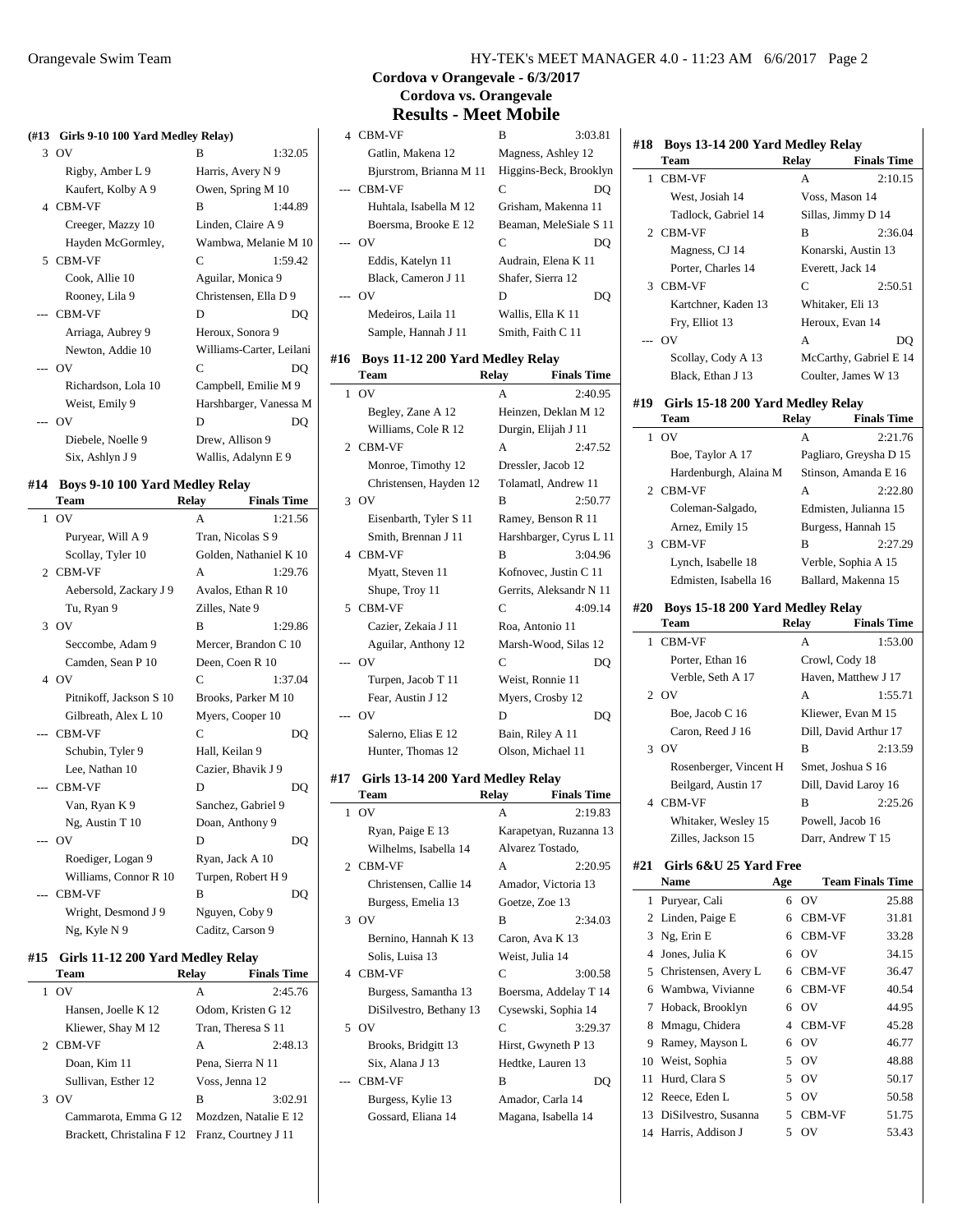## Cordova v Orangevale - 6/3/2017
## Cordova vs. Orangevale
# Results - Meet Mobile

### (#13 Girls 9-10 100 Yard Medley Relay)

| | Team | Relay | Finals Time |
|---|---|---|---|
| 3 | OV | B | 1:32.05 |
| | Rigby, Amber L 9 | Harris, Avery N 9 | |
| | Kaufert, Kolby A 9 | Owen, Spring M 10 | |
| 4 | CBM-VF | B | 1:44.89 |
| | Creeger, Mazzy 10 | Linden, Claire A 9 | |
| | Hayden McGormley, | Wambwa, Melanie M 10 | |
| 5 | CBM-VF | C | 1:59.42 |
| | Cook, Allie 10 | Aguilar, Monica 9 | |
| | Rooney, Lila 9 | Christensen, Ella D 9 | |
| --- | CBM-VF | D | DQ |
| | Arriaga, Aubrey 9 | Heroux, Sonora 9 | |
| | Newton, Addie 10 | Williams-Carter, Leilani | |
| --- | OV | C | DQ |
| | Richardson, Lola 10 | Campbell, Emilie M 9 | |
| | Weist, Emily 9 | Harshbarger, Vanessa M | |
| --- | OV | D | DQ |
| | Diebele, Noelle 9 | Drew, Allison 9 | |
| | Six, Ashlyn J 9 | Wallis, Adalynn E 9 | |

### #14 Boys 9-10 100 Yard Medley Relay

| | Team | Relay | Finals Time |
|---|---|---|---|
| 1 | OV | A | 1:21.56 |
| | Puryear, Will A 9 | Tran, Nicolas S 9 | |
| | Scollay, Tyler 10 | Golden, Nathaniel K 10 | |
| 2 | CBM-VF | A | 1:29.76 |
| | Aebersold, Zackary J 9 | Avalos, Ethan R 10 | |
| | Tu, Ryan 9 | Zilles, Nate 9 | |
| 3 | OV | B | 1:29.86 |
| | Seccombe, Adam 9 | Mercer, Brandon C 10 | |
| | Camden, Sean P 10 | Deen, Coen R 10 | |
| 4 | OV | C | 1:37.04 |
| | Pitnikoff, Jackson S 10 | Brooks, Parker M 10 | |
| | Gilbreath, Alex L 10 | Myers, Cooper 10 | |
| --- | CBM-VF | C | DQ |
| | Schubin, Tyler 9 | Hall, Keilan 9 | |
| | Lee, Nathan 10 | Cazier, Bhavik J 9 | |
| --- | CBM-VF | D | DQ |
| | Van, Ryan K 9 | Sanchez, Gabriel 9 | |
| | Ng, Austin T 10 | Doan, Anthony 9 | |
| --- | OV | D | DQ |
| | Roediger, Logan 9 | Ryan, Jack A 10 | |
| | Williams, Connor R 10 | Turpen, Robert H 9 | |
| --- | CBM-VF | B | DQ |
| | Wright, Desmond J 9 | Nguyen, Coby 9 | |
| | Ng, Kyle N 9 | Caditz, Carson 9 | |

### #15 Girls 11-12 200 Yard Medley Relay

| | Team | Relay | Finals Time |
|---|---|---|---|
| 1 | OV | A | 2:45.76 |
| | Hansen, Joelle K 12 | Odom, Kristen G 12 | |
| | Kliewer, Shay M 12 | Tran, Theresa S 11 | |
| 2 | CBM-VF | A | 2:48.13 |
| | Doan, Kim 11 | Pena, Sierra N 11 | |
| | Sullivan, Esther 12 | Voss, Jenna 12 | |
| 3 | OV | B | 3:02.91 |
| | Cammarota, Emma G 12 | Mozdzen, Natalie E 12 | |
| | Brackett, Christalina F 12 | Franz, Courtney J 11 | |
| 4 | CBM-VF | B | 3:03.81 |
| | Gatlin, Makena 12 | Magness, Ashley 12 | |
| | Bjurstrom, Brianna M 11 | Higgins-Beck, Brooklyn | |
| --- | CBM-VF | C | DQ |
| | Huhtala, Isabella M 12 | Grisham, Makenna 11 | |
| | Boersma, Brooke E 12 | Beaman, MeleSiale S 11 | |
| --- | OV | C | DQ |
| | Eddis, Katelyn 11 | Audrain, Elena K 11 | |
| | Black, Cameron J 11 | Shafer, Sierra 12 | |
| --- | OV | D | DQ |
| | Medeiros, Laila 11 | Wallis, Ella K 11 | |
| | Sample, Hannah J 11 | Smith, Faith C 11 | |

### #16 Boys 11-12 200 Yard Medley Relay

| | Team | Relay | Finals Time |
|---|---|---|---|
| 1 | OV | A | 2:40.95 |
| | Begley, Zane A 12 | Heinzen, Deklan M 12 | |
| | Williams, Cole R 12 | Durgin, Elijah J 11 | |
| 2 | CBM-VF | A | 2:47.52 |
| | Monroe, Timothy 12 | Dressler, Jacob 12 | |
| | Christensen, Hayden 12 | Tolamatl, Andrew 11 | |
| 3 | OV | B | 2:50.77 |
| | Eisenbarth, Tyler S 11 | Ramey, Benson R 11 | |
| | Smith, Brennan J 11 | Harshbarger, Cyrus L 11 | |
| 4 | CBM-VF | B | 3:04.96 |
| | Myatt, Steven 11 | Kofnovec, Justin C 11 | |
| | Shupe, Troy 11 | Gerrits, Aleksandr N 11 | |
| 5 | CBM-VF | C | 4:09.14 |
| | Cazier, Zekaia J 11 | Roa, Antonio 11 | |
| | Aguilar, Anthony 12 | Marsh-Wood, Silas 12 | |
| --- | OV | C | DQ |
| | Turpen, Jacob T 11 | Weist, Ronnie 11 | |
| | Fear, Austin J 12 | Myers, Crosby 12 | |
| --- | OV | D | DQ |
| | Salerno, Elias E 12 | Bain, Riley A 11 | |
| | Hunter, Thomas 12 | Olson, Michael 11 | |

### #17 Girls 13-14 200 Yard Medley Relay

| | Team | Relay | Finals Time |
|---|---|---|---|
| 1 | OV | A | 2:19.83 |
| | Ryan, Paige E 13 | Karapetyan, Ruzanna 13 | |
| | Wilhelms, Isabella 14 | Alvarez Tostado, | |
| 2 | CBM-VF | A | 2:20.95 |
| | Christensen, Callie 14 | Amador, Victoria 13 | |
| | Burgess, Emelia 13 | Goetze, Zoe 13 | |
| 3 | OV | B | 2:34.03 |
| | Bernino, Hannah K 13 | Caron, Ava K 13 | |
| | Solis, Luisa 13 | Weist, Julia 14 | |
| 4 | CBM-VF | C | 3:00.58 |
| | Burgess, Samantha 13 | Boersma, Addelay T 14 | |
| | DiSilvestro, Bethany 13 | Cysewski, Sophia 14 | |
| 5 | OV | C | 3:29.37 |
| | Brooks, Bridgitt 13 | Hirst, Gwyneth P 13 | |
| | Six, Alana J 13 | Hedtke, Lauren 13 | |
| --- | CBM-VF | B | DQ |
| | Burgess, Kylie 13 | Amador, Carla 14 | |
| | Gossard, Eliana 14 | Magana, Isabella 14 | |

### #18 Boys 13-14 200 Yard Medley Relay

| | Team | Relay | Finals Time |
|---|---|---|---|
| 1 | CBM-VF | A | 2:10.15 |
| | West, Josiah 14 | Voss, Mason 14 | |
| | Tadlock, Gabriel 14 | Sillas, Jimmy D 14 | |
| 2 | CBM-VF | B | 2:36.04 |
| | Magness, CJ 14 | Konarski, Austin 13 | |
| | Porter, Charles 14 | Everett, Jack 14 | |
| 3 | CBM-VF | C | 2:50.51 |
| | Kartchner, Kaden 13 | Whitaker, Eli 13 | |
| | Fry, Elliot 13 | Heroux, Evan 14 | |
| --- | OV | A | DQ |
| | Scollay, Cody A 13 | McCarthy, Gabriel E 14 | |
| | Black, Ethan J 13 | Coulter, James W 13 | |

### #19 Girls 15-18 200 Yard Medley Relay

| | Team | Relay | Finals Time |
|---|---|---|---|
| 1 | OV | A | 2:21.76 |
| | Boe, Taylor A 17 | Pagliaro, Greysha D 15 | |
| | Hardenburgh, Alaina M | Stinson, Amanda E 16 | |
| 2 | CBM-VF | A | 2:22.80 |
| | Coleman-Salgado, | Edmisten, Julianna 15 | |
| | Arnez, Emily 15 | Burgess, Hannah 15 | |
| 3 | CBM-VF | B | 2:27.29 |
| | Lynch, Isabelle 18 | Verble, Sophia A 15 | |
| | Edmisten, Isabella 16 | Ballard, Makenna 15 | |

### #20 Boys 15-18 200 Yard Medley Relay

| | Team | Relay | Finals Time |
|---|---|---|---|
| 1 | CBM-VF | A | 1:53.00 |
| | Porter, Ethan 16 | Crowl, Cody 18 | |
| | Verble, Seth A 17 | Haven, Matthew J 17 | |
| 2 | OV | A | 1:55.71 |
| | Boe, Jacob C 16 | Kliewer, Evan M 15 | |
| | Caron, Reed J 16 | Dill, David Arthur 17 | |
| 3 | OV | B | 2:13.59 |
| | Rosenberger, Vincent H | Smet, Joshua S 16 | |
| | Beilgard, Austin 17 | Dill, David Laroy 16 | |
| 4 | CBM-VF | B | 2:25.26 |
| | Whitaker, Wesley 15 | Powell, Jacob 16 | |
| | Zilles, Jackson 15 | Darr, Andrew T 15 | |

### #21 Girls 6&U 25 Yard Free

| | Name | Age | Team | Finals Time |
|---|---|---|---|---|
| 1 | Puryear, Cali | 6 | OV | 25.88 |
| 2 | Linden, Paige E | 6 | CBM-VF | 31.81 |
| 3 | Ng, Erin E | 6 | CBM-VF | 33.28 |
| 4 | Jones, Julia K | 6 | OV | 34.15 |
| 5 | Christensen, Avery L | 6 | CBM-VF | 36.47 |
| 6 | Wambwa, Vivianne | 6 | CBM-VF | 40.54 |
| 7 | Hoback, Brooklyn | 6 | OV | 44.95 |
| 8 | Mmagu, Chidera | 4 | CBM-VF | 45.28 |
| 9 | Ramey, Mayson L | 6 | OV | 46.77 |
| 10 | Weist, Sophia | 5 | OV | 48.88 |
| 11 | Hurd, Clara S | 5 | OV | 50.17 |
| 12 | Reece, Eden L | 5 | OV | 50.58 |
| 13 | DiSilvestro, Susanna | 5 | CBM-VF | 51.75 |
| 14 | Harris, Addison J | 5 | OV | 53.43 |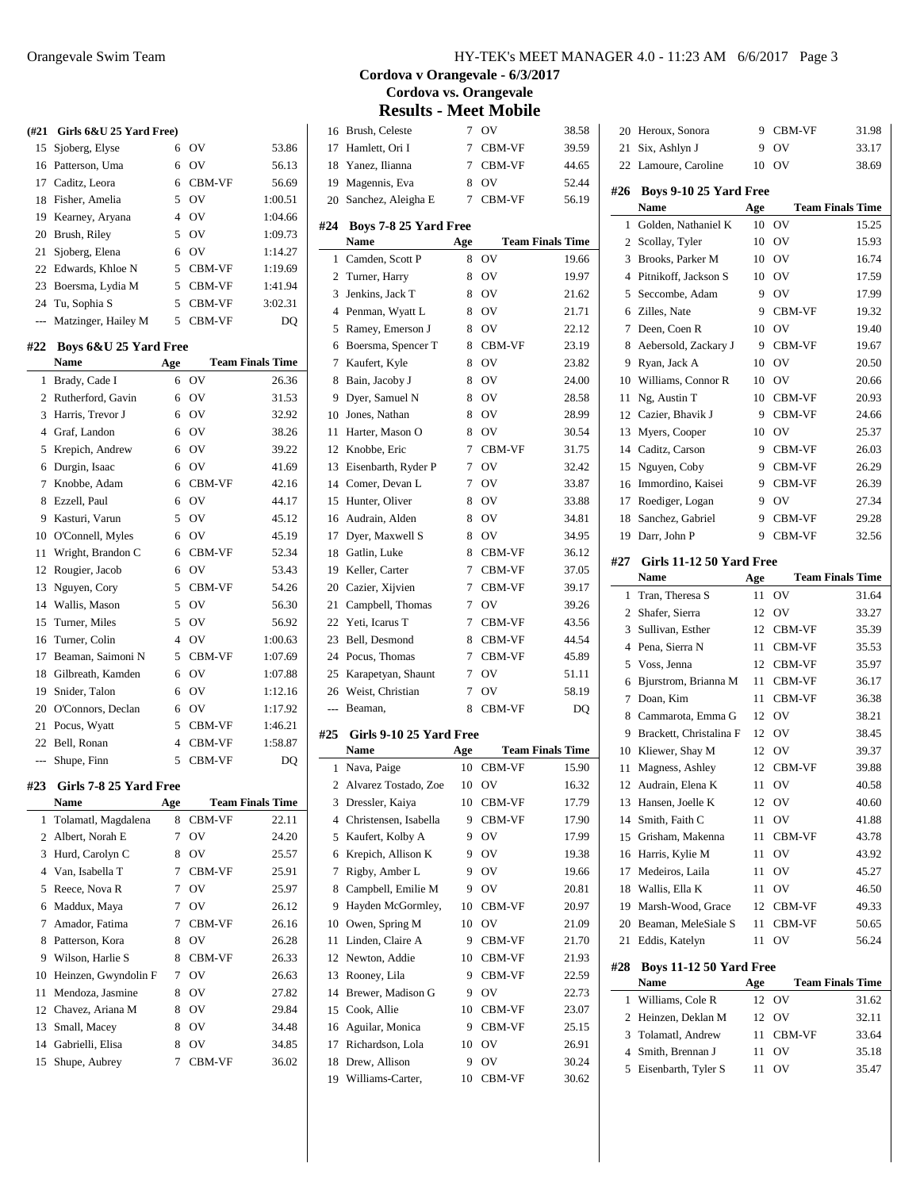## Cordova v Orangevale - 6/3/2017

## Cordova vs. Orangevale

## Results - Meet Mobile

### (#21 Girls 6&U 25 Yard Free)

| | Name | Age | Team | Finals Time |
|---|---|---|---|---|
| 15 | Sjoberg, Elyse | 6 | OV | 53.86 |
| 16 | Patterson, Uma | 6 | OV | 56.13 |
| 17 | Caditz, Leora | 6 | CBM-VF | 56.69 |
| 18 | Fisher, Amelia | 5 | OV | 1:00.51 |
| 19 | Kearney, Aryana | 4 | OV | 1:04.66 |
| 20 | Brush, Riley | 5 | OV | 1:09.73 |
| 21 | Sjoberg, Elena | 6 | OV | 1:14.27 |
| 22 | Edwards, Khloe N | 5 | CBM-VF | 1:19.69 |
| 23 | Boersma, Lydia M | 5 | CBM-VF | 1:41.94 |
| 24 | Tu, Sophia S | 5 | CBM-VF | 3:02.31 |
| --- | Matzinger, Hailey M | 5 | CBM-VF | DQ |

### #22 Boys 6&U 25 Yard Free

| | Name | Age | Team | Finals Time |
|---|---|---|---|---|
| 1 | Brady, Cade I | 6 | OV | 26.36 |
| 2 | Rutherford, Gavin | 6 | OV | 31.53 |
| 3 | Harris, Trevor J | 6 | OV | 32.92 |
| 4 | Graf, Landon | 6 | OV | 38.26 |
| 5 | Krepich, Andrew | 6 | OV | 39.22 |
| 6 | Durgin, Isaac | 6 | OV | 41.69 |
| 7 | Knobbe, Adam | 6 | CBM-VF | 42.16 |
| 8 | Ezzell, Paul | 6 | OV | 44.17 |
| 9 | Kasturi, Varun | 5 | OV | 45.12 |
| 10 | O'Connell, Myles | 6 | OV | 45.19 |
| 11 | Wright, Brandon C | 6 | CBM-VF | 52.34 |
| 12 | Rougier, Jacob | 6 | OV | 53.43 |
| 13 | Nguyen, Cory | 5 | CBM-VF | 54.26 |
| 14 | Wallis, Mason | 5 | OV | 56.30 |
| 15 | Turner, Miles | 5 | OV | 56.92 |
| 16 | Turner, Colin | 4 | OV | 1:00.63 |
| 17 | Beaman, Saimoni N | 5 | CBM-VF | 1:07.69 |
| 18 | Gilbreath, Kamden | 6 | OV | 1:07.88 |
| 19 | Snider, Talon | 6 | OV | 1:12.16 |
| 20 | O'Connors, Declan | 6 | OV | 1:17.92 |
| 21 | Pocus, Wyatt | 5 | CBM-VF | 1:46.21 |
| 22 | Bell, Ronan | 4 | CBM-VF | 1:58.87 |
| --- | Shupe, Finn | 5 | CBM-VF | DQ |

### #23 Girls 7-8 25 Yard Free

| | Name | Age | Team | Finals Time |
|---|---|---|---|---|
| 1 | Tolamatl, Magdalena | 8 | CBM-VF | 22.11 |
| 2 | Albert, Norah E | 7 | OV | 24.20 |
| 3 | Hurd, Carolyn C | 8 | OV | 25.57 |
| 4 | Van, Isabella T | 7 | CBM-VF | 25.91 |
| 5 | Reece, Nova R | 7 | OV | 25.97 |
| 6 | Maddux, Maya | 7 | OV | 26.12 |
| 7 | Amador, Fatima | 7 | CBM-VF | 26.16 |
| 8 | Patterson, Kora | 8 | OV | 26.28 |
| 9 | Wilson, Harlie S | 8 | CBM-VF | 26.33 |
| 10 | Heinzen, Gwyndolin F | 7 | OV | 26.63 |
| 11 | Mendoza, Jasmine | 8 | OV | 27.82 |
| 12 | Chavez, Ariana M | 8 | OV | 29.84 |
| 13 | Small, Macey | 8 | OV | 34.48 |
| 14 | Gabrielli, Elisa | 8 | OV | 34.85 |
| 15 | Shupe, Aubrey | 7 | CBM-VF | 36.02 |
| 16 | Brush, Celeste | 7 | OV | 38.58 |
| 17 | Hamlett, Ori I | 7 | CBM-VF | 39.59 |
| 18 | Yanez, Ilianna | 7 | CBM-VF | 44.65 |
| 19 | Magennis, Eva | 8 | OV | 52.44 |
| 20 | Sanchez, Aleigha E | 7 | CBM-VF | 56.19 |

### #24 Boys 7-8 25 Yard Free

| | Name | Age | Team | Finals Time |
|---|---|---|---|---|
| 1 | Camden, Scott P | 8 | OV | 19.66 |
| 2 | Turner, Harry | 8 | OV | 19.97 |
| 3 | Jenkins, Jack T | 8 | OV | 21.62 |
| 4 | Penman, Wyatt L | 8 | OV | 21.71 |
| 5 | Ramey, Emerson J | 8 | OV | 22.12 |
| 6 | Boersma, Spencer T | 8 | CBM-VF | 23.19 |
| 7 | Kaufert, Kyle | 8 | OV | 23.82 |
| 8 | Bain, Jacoby J | 8 | OV | 24.00 |
| 9 | Dyer, Samuel N | 8 | OV | 28.58 |
| 10 | Jones, Nathan | 8 | OV | 28.99 |
| 11 | Harter, Mason O | 8 | OV | 30.54 |
| 12 | Knobbe, Eric | 7 | CBM-VF | 31.75 |
| 13 | Eisenbarth, Ryder P | 7 | OV | 32.42 |
| 14 | Comer, Devan L | 7 | OV | 33.87 |
| 15 | Hunter, Oliver | 8 | OV | 33.88 |
| 16 | Audrain, Alden | 8 | OV | 34.81 |
| 17 | Dyer, Maxwell S | 8 | OV | 34.95 |
| 18 | Gatlin, Luke | 8 | CBM-VF | 36.12 |
| 19 | Keller, Carter | 7 | CBM-VF | 37.05 |
| 20 | Cazier, Xijvien | 7 | CBM-VF | 39.17 |
| 21 | Campbell, Thomas | 7 | OV | 39.26 |
| 22 | Yeti, Icarus T | 7 | CBM-VF | 43.56 |
| 23 | Bell, Desmond | 8 | CBM-VF | 44.54 |
| 24 | Pocus, Thomas | 7 | CBM-VF | 45.89 |
| 25 | Karapetyan, Shaunt | 7 | OV | 51.11 |
| 26 | Weist, Christian | 7 | OV | 58.19 |
| --- | Beaman, | 8 | CBM-VF | DQ |

### #25 Girls 9-10 25 Yard Free

| | Name | Age | Team | Finals Time |
|---|---|---|---|---|
| 1 | Nava, Paige | 10 | CBM-VF | 15.90 |
| 2 | Alvarez Tostado, Zoe | 10 | OV | 16.32 |
| 3 | Dressler, Kaiya | 10 | CBM-VF | 17.79 |
| 4 | Christensen, Isabella | 9 | CBM-VF | 17.90 |
| 5 | Kaufert, Kolby A | 9 | OV | 17.99 |
| 6 | Krepich, Allison K | 9 | OV | 19.38 |
| 7 | Rigby, Amber L | 9 | OV | 19.66 |
| 8 | Campbell, Emilie M | 9 | OV | 20.81 |
| 9 | Hayden McGormley, | 10 | CBM-VF | 20.97 |
| 10 | Owen, Spring M | 10 | OV | 21.09 |
| 11 | Linden, Claire A | 9 | CBM-VF | 21.70 |
| 12 | Newton, Addie | 10 | CBM-VF | 21.93 |
| 13 | Rooney, Lila | 9 | CBM-VF | 22.59 |
| 14 | Brewer, Madison G | 9 | OV | 22.73 |
| 15 | Cook, Allie | 10 | CBM-VF | 23.07 |
| 16 | Aguilar, Monica | 9 | CBM-VF | 25.15 |
| 17 | Richardson, Lola | 10 | OV | 26.91 |
| 18 | Drew, Allison | 9 | OV | 30.24 |
| 19 | Williams-Carter, | 10 | CBM-VF | 30.62 |
| 20 | Heroux, Sonora | 9 | CBM-VF | 31.98 |
| 21 | Six, Ashlyn J | 9 | OV | 33.17 |
| 22 | Lamoure, Caroline | 10 | OV | 38.69 |

### #26 Boys 9-10 25 Yard Free

| | Name | Age | Team | Finals Time |
|---|---|---|---|---|
| 1 | Golden, Nathaniel K | 10 | OV | 15.25 |
| 2 | Scollay, Tyler | 10 | OV | 15.93 |
| 3 | Brooks, Parker M | 10 | OV | 16.74 |
| 4 | Pitnikoff, Jackson S | 10 | OV | 17.59 |
| 5 | Seccombe, Adam | 9 | OV | 17.99 |
| 6 | Zilles, Nate | 9 | CBM-VF | 19.32 |
| 7 | Deen, Coen R | 10 | OV | 19.40 |
| 8 | Aebersold, Zackary J | 9 | CBM-VF | 19.67 |
| 9 | Ryan, Jack A | 10 | OV | 20.50 |
| 10 | Williams, Connor R | 10 | OV | 20.66 |
| 11 | Ng, Austin T | 10 | CBM-VF | 20.93 |
| 12 | Cazier, Bhavik J | 9 | CBM-VF | 24.66 |
| 13 | Myers, Cooper | 10 | OV | 25.37 |
| 14 | Caditz, Carson | 9 | CBM-VF | 26.03 |
| 15 | Nguyen, Coby | 9 | CBM-VF | 26.29 |
| 16 | Immordino, Kaisei | 9 | CBM-VF | 26.39 |
| 17 | Roediger, Logan | 9 | OV | 27.34 |
| 18 | Sanchez, Gabriel | 9 | CBM-VF | 29.28 |
| 19 | Darr, John P | 9 | CBM-VF | 32.56 |

### #27 Girls 11-12 50 Yard Free

| | Name | Age | Team | Finals Time |
|---|---|---|---|---|
| 1 | Tran, Theresa S | 11 | OV | 31.64 |
| 2 | Shafer, Sierra | 12 | OV | 33.27 |
| 3 | Sullivan, Esther | 12 | CBM-VF | 35.39 |
| 4 | Pena, Sierra N | 11 | CBM-VF | 35.53 |
| 5 | Voss, Jenna | 12 | CBM-VF | 35.97 |
| 6 | Bjurstrom, Brianna M | 11 | CBM-VF | 36.17 |
| 7 | Doan, Kim | 11 | CBM-VF | 36.38 |
| 8 | Cammarota, Emma G | 12 | OV | 38.21 |
| 9 | Brackett, Christalina F | 12 | OV | 38.45 |
| 10 | Kliewer, Shay M | 12 | OV | 39.37 |
| 11 | Magness, Ashley | 12 | CBM-VF | 39.88 |
| 12 | Audrain, Elena K | 11 | OV | 40.58 |
| 13 | Hansen, Joelle K | 12 | OV | 40.60 |
| 14 | Smith, Faith C | 11 | OV | 41.88 |
| 15 | Grisham, Makenna | 11 | CBM-VF | 43.78 |
| 16 | Harris, Kylie M | 11 | OV | 43.92 |
| 17 | Medeiros, Laila | 11 | OV | 45.27 |
| 18 | Wallis, Ella K | 11 | OV | 46.50 |
| 19 | Marsh-Wood, Grace | 12 | CBM-VF | 49.33 |
| 20 | Beaman, MeleSiale S | 11 | CBM-VF | 50.65 |
| 21 | Eddis, Katelyn | 11 | OV | 56.24 |

### #28 Boys 11-12 50 Yard Free

| | Name | Age | Team | Finals Time |
|---|---|---|---|---|
| 1 | Williams, Cole R | 12 | OV | 31.62 |
| 2 | Heinzen, Deklan M | 12 | OV | 32.11 |
| 3 | Tolamatl, Andrew | 11 | CBM-VF | 33.64 |
| 4 | Smith, Brennan J | 11 | OV | 35.18 |
| 5 | Eisenbarth, Tyler S | 11 | OV | 35.47 |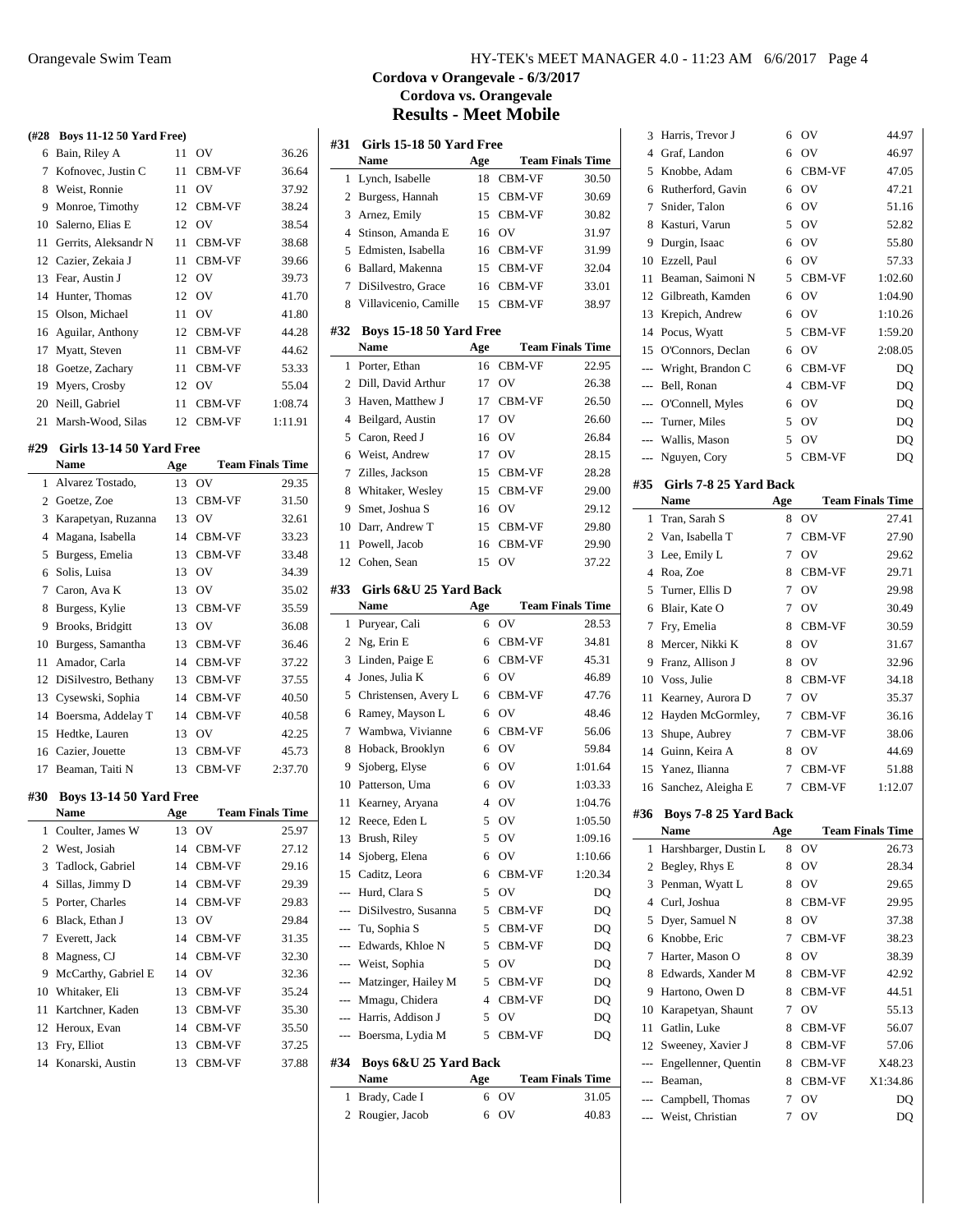## Cordova v Orangevale - 6/3/2017
## Cordova vs. Orangevale
## Results - Meet Mobile

**(#28 Boys 11-12 50 Yard Free)**

| | Name | Age | Team | Finals Time |
|---|---|---|---|---|
| 6 | Bain, Riley A | 11 | OV | 36.26 |
| 7 | Kofnovec, Justin C | 11 | CBM-VF | 36.64 |
| 8 | Weist, Ronnie | 11 | OV | 37.92 |
| 9 | Monroe, Timothy | 12 | CBM-VF | 38.24 |
| 10 | Salerno, Elias E | 12 | OV | 38.54 |
| 11 | Gerrits, Aleksandr N | 11 | CBM-VF | 38.68 |
| 12 | Cazier, Zekaia J | 11 | CBM-VF | 39.66 |
| 13 | Fear, Austin J | 12 | OV | 39.73 |
| 14 | Hunter, Thomas | 12 | OV | 41.70 |
| 15 | Olson, Michael | 11 | OV | 41.80 |
| 16 | Aguilar, Anthony | 12 | CBM-VF | 44.28 |
| 17 | Myatt, Steven | 11 | CBM-VF | 44.62 |
| 18 | Goetze, Zachary | 11 | CBM-VF | 53.33 |
| 19 | Myers, Crosby | 12 | OV | 55.04 |
| 20 | Neill, Gabriel | 11 | CBM-VF | 1:08.74 |
| 21 | Marsh-Wood, Silas | 12 | CBM-VF | 1:11.91 |

**#29 Girls 13-14 50 Yard Free**

| | Name | Age | Team | Finals Time |
|---|---|---|---|---|
| 1 | Alvarez Tostado, | 13 | OV | 29.35 |
| 2 | Goetze, Zoe | 13 | CBM-VF | 31.50 |
| 3 | Karapetyan, Ruzanna | 13 | OV | 32.61 |
| 4 | Magana, Isabella | 14 | CBM-VF | 33.23 |
| 5 | Burgess, Emelia | 13 | CBM-VF | 33.48 |
| 6 | Solis, Luisa | 13 | OV | 34.39 |
| 7 | Caron, Ava K | 13 | OV | 35.02 |
| 8 | Burgess, Kylie | 13 | CBM-VF | 35.59 |
| 9 | Brooks, Bridgitt | 13 | OV | 36.08 |
| 10 | Burgess, Samantha | 13 | CBM-VF | 36.46 |
| 11 | Amador, Carla | 14 | CBM-VF | 37.22 |
| 12 | DiSilvestro, Bethany | 13 | CBM-VF | 37.55 |
| 13 | Cysewski, Sophia | 14 | CBM-VF | 40.50 |
| 14 | Boersma, Addelay T | 14 | CBM-VF | 40.58 |
| 15 | Hedtke, Lauren | 13 | OV | 42.25 |
| 16 | Cazier, Jouette | 13 | CBM-VF | 45.73 |
| 17 | Beaman, Taiti N | 13 | CBM-VF | 2:37.70 |

**#30 Boys 13-14 50 Yard Free**

| | Name | Age | Team | Finals Time |
|---|---|---|---|---|
| 1 | Coulter, James W | 13 | OV | 25.97 |
| 2 | West, Josiah | 14 | CBM-VF | 27.12 |
| 3 | Tadlock, Gabriel | 14 | CBM-VF | 29.16 |
| 4 | Sillas, Jimmy D | 14 | CBM-VF | 29.39 |
| 5 | Porter, Charles | 14 | CBM-VF | 29.83 |
| 6 | Black, Ethan J | 13 | OV | 29.84 |
| 7 | Everett, Jack | 14 | CBM-VF | 31.35 |
| 8 | Magness, CJ | 14 | CBM-VF | 32.30 |
| 9 | McCarthy, Gabriel E | 14 | OV | 32.36 |
| 10 | Whitaker, Eli | 13 | CBM-VF | 35.24 |
| 11 | Kartchner, Kaden | 13 | CBM-VF | 35.30 |
| 12 | Heroux, Evan | 14 | CBM-VF | 35.50 |
| 13 | Fry, Elliot | 13 | CBM-VF | 37.25 |
| 14 | Konarski, Austin | 13 | CBM-VF | 37.88 |

**#31 Girls 15-18 50 Yard Free**

| | Name | Age | Team | Finals Time |
|---|---|---|---|---|
| 1 | Lynch, Isabelle | 18 | CBM-VF | 30.50 |
| 2 | Burgess, Hannah | 15 | CBM-VF | 30.69 |
| 3 | Arnez, Emily | 15 | CBM-VF | 30.82 |
| 4 | Stinson, Amanda E | 16 | OV | 31.97 |
| 5 | Edmisten, Isabella | 16 | CBM-VF | 31.99 |
| 6 | Ballard, Makenna | 15 | CBM-VF | 32.04 |
| 7 | DiSilvestro, Grace | 16 | CBM-VF | 33.01 |
| 8 | Villavicenio, Camille | 15 | CBM-VF | 38.97 |

**#32 Boys 15-18 50 Yard Free**

| | Name | Age | Team | Finals Time |
|---|---|---|---|---|
| 1 | Porter, Ethan | 16 | CBM-VF | 22.95 |
| 2 | Dill, David Arthur | 17 | OV | 26.38 |
| 3 | Haven, Matthew J | 17 | CBM-VF | 26.50 |
| 4 | Beilgard, Austin | 17 | OV | 26.60 |
| 5 | Caron, Reed J | 16 | OV | 26.84 |
| 6 | Weist, Andrew | 17 | OV | 28.15 |
| 7 | Zilles, Jackson | 15 | CBM-VF | 28.28 |
| 8 | Whitaker, Wesley | 15 | CBM-VF | 29.00 |
| 9 | Smet, Joshua S | 16 | OV | 29.12 |
| 10 | Darr, Andrew T | 15 | CBM-VF | 29.80 |
| 11 | Powell, Jacob | 16 | CBM-VF | 29.90 |
| 12 | Cohen, Sean | 15 | OV | 37.22 |

**#33 Girls 6&U 25 Yard Back**

| | Name | Age | Team | Finals Time |
|---|---|---|---|---|
| 1 | Puryear, Cali | 6 | OV | 28.53 |
| 2 | Ng, Erin E | 6 | CBM-VF | 34.81 |
| 3 | Linden, Paige E | 6 | CBM-VF | 45.31 |
| 4 | Jones, Julia K | 6 | OV | 46.89 |
| 5 | Christensen, Avery L | 6 | CBM-VF | 47.76 |
| 6 | Ramey, Mayson L | 6 | OV | 48.46 |
| 7 | Wambwa, Vivianne | 6 | CBM-VF | 56.06 |
| 8 | Hoback, Brooklyn | 6 | OV | 59.84 |
| 9 | Sjoberg, Elyse | 6 | OV | 1:01.64 |
| 10 | Patterson, Uma | 6 | OV | 1:03.33 |
| 11 | Kearney, Aryana | 4 | OV | 1:04.76 |
| 12 | Reece, Eden L | 5 | OV | 1:05.50 |
| 13 | Brush, Riley | 5 | OV | 1:09.16 |
| 14 | Sjoberg, Elena | 6 | OV | 1:10.66 |
| 15 | Caditz, Leora | 6 | CBM-VF | 1:20.34 |
| --- | Hurd, Clara S | 5 | OV | DQ |
| --- | DiSilvestro, Susanna | 5 | CBM-VF | DQ |
| --- | Tu, Sophia S | 5 | CBM-VF | DQ |
| --- | Edwards, Khloe N | 5 | CBM-VF | DQ |
| --- | Weist, Sophia | 5 | OV | DQ |
| --- | Matzinger, Hailey M | 5 | CBM-VF | DQ |
| --- | Mmagu, Chidera | 4 | CBM-VF | DQ |
| --- | Harris, Addison J | 5 | OV | DQ |
| --- | Boersma, Lydia M | 5 | CBM-VF | DQ |

**#34 Boys 6&U 25 Yard Back**

| | Name | Age | Team | Finals Time |
|---|---|---|---|---|
| 1 | Brady, Cade I | 6 | OV | 31.05 |
| 2 | Rougier, Jacob | 6 | OV | 40.83 |
| 3 | Harris, Trevor J | 6 | OV | 44.97 |
| 4 | Graf, Landon | 6 | OV | 46.97 |
| 5 | Knobbe, Adam | 6 | CBM-VF | 47.05 |
| 6 | Rutherford, Gavin | 6 | OV | 47.21 |
| 7 | Snider, Talon | 6 | OV | 51.16 |
| 8 | Kasturi, Varun | 5 | OV | 52.82 |
| 9 | Durgin, Isaac | 6 | OV | 55.80 |
| 10 | Ezzell, Paul | 6 | OV | 57.33 |
| 11 | Beaman, Saimoni N | 5 | CBM-VF | 1:02.60 |
| 12 | Gilbreath, Kamden | 6 | OV | 1:04.90 |
| 13 | Krepich, Andrew | 6 | OV | 1:10.26 |
| 14 | Pocus, Wyatt | 5 | CBM-VF | 1:59.20 |
| 15 | O'Connors, Declan | 6 | OV | 2:08.05 |
| --- | Wright, Brandon C | 6 | CBM-VF | DQ |
| --- | Bell, Ronan | 4 | CBM-VF | DQ |
| --- | O'Connell, Myles | 6 | OV | DQ |
| --- | Turner, Miles | 5 | OV | DQ |
| --- | Wallis, Mason | 5 | OV | DQ |
| --- | Nguyen, Cory | 5 | CBM-VF | DQ |

**#35 Girls 7-8 25 Yard Back**

| | Name | Age | Team | Finals Time |
|---|---|---|---|---|
| 1 | Tran, Sarah S | 8 | OV | 27.41 |
| 2 | Van, Isabella T | 7 | CBM-VF | 27.90 |
| 3 | Lee, Emily L | 7 | OV | 29.62 |
| 4 | Roa, Zoe | 8 | CBM-VF | 29.71 |
| 5 | Turner, Ellis D | 7 | OV | 29.98 |
| 6 | Blair, Kate O | 7 | OV | 30.49 |
| 7 | Fry, Emelia | 8 | CBM-VF | 30.59 |
| 8 | Mercer, Nikki K | 8 | OV | 31.67 |
| 9 | Franz, Allison J | 8 | OV | 32.96 |
| 10 | Voss, Julie | 8 | CBM-VF | 34.18 |
| 11 | Kearney, Aurora D | 7 | OV | 35.37 |
| 12 | Hayden McGormley, | 7 | CBM-VF | 36.16 |
| 13 | Shupe, Aubrey | 7 | CBM-VF | 38.06 |
| 14 | Guinn, Keira A | 8 | OV | 44.69 |
| 15 | Yanez, Ilianna | 7 | CBM-VF | 51.88 |
| 16 | Sanchez, Aleigha E | 7 | CBM-VF | 1:12.07 |

**#36 Boys 7-8 25 Yard Back**

| | Name | Age | Team | Finals Time |
|---|---|---|---|---|
| 1 | Harshbarger, Dustin L | 8 | OV | 26.73 |
| 2 | Begley, Rhys E | 8 | OV | 28.34 |
| 3 | Penman, Wyatt L | 8 | OV | 29.65 |
| 4 | Curl, Joshua | 8 | CBM-VF | 29.95 |
| 5 | Dyer, Samuel N | 8 | OV | 37.38 |
| 6 | Knobbe, Eric | 7 | CBM-VF | 38.23 |
| 7 | Harter, Mason O | 8 | OV | 38.39 |
| 8 | Edwards, Xander M | 8 | CBM-VF | 42.92 |
| 9 | Hartono, Owen D | 8 | CBM-VF | 44.51 |
| 10 | Karapetyan, Shaunt | 7 | OV | 55.13 |
| 11 | Gatlin, Luke | 8 | CBM-VF | 56.07 |
| 12 | Sweeney, Xavier J | 8 | CBM-VF | 57.06 |
| --- | Engellenner, Quentin | 8 | CBM-VF | X48.23 |
| --- | Beaman, | 8 | CBM-VF | X1:34.86 |
| --- | Campbell, Thomas | 7 | OV | DQ |
| --- | Weist, Christian | 7 | OV | DQ |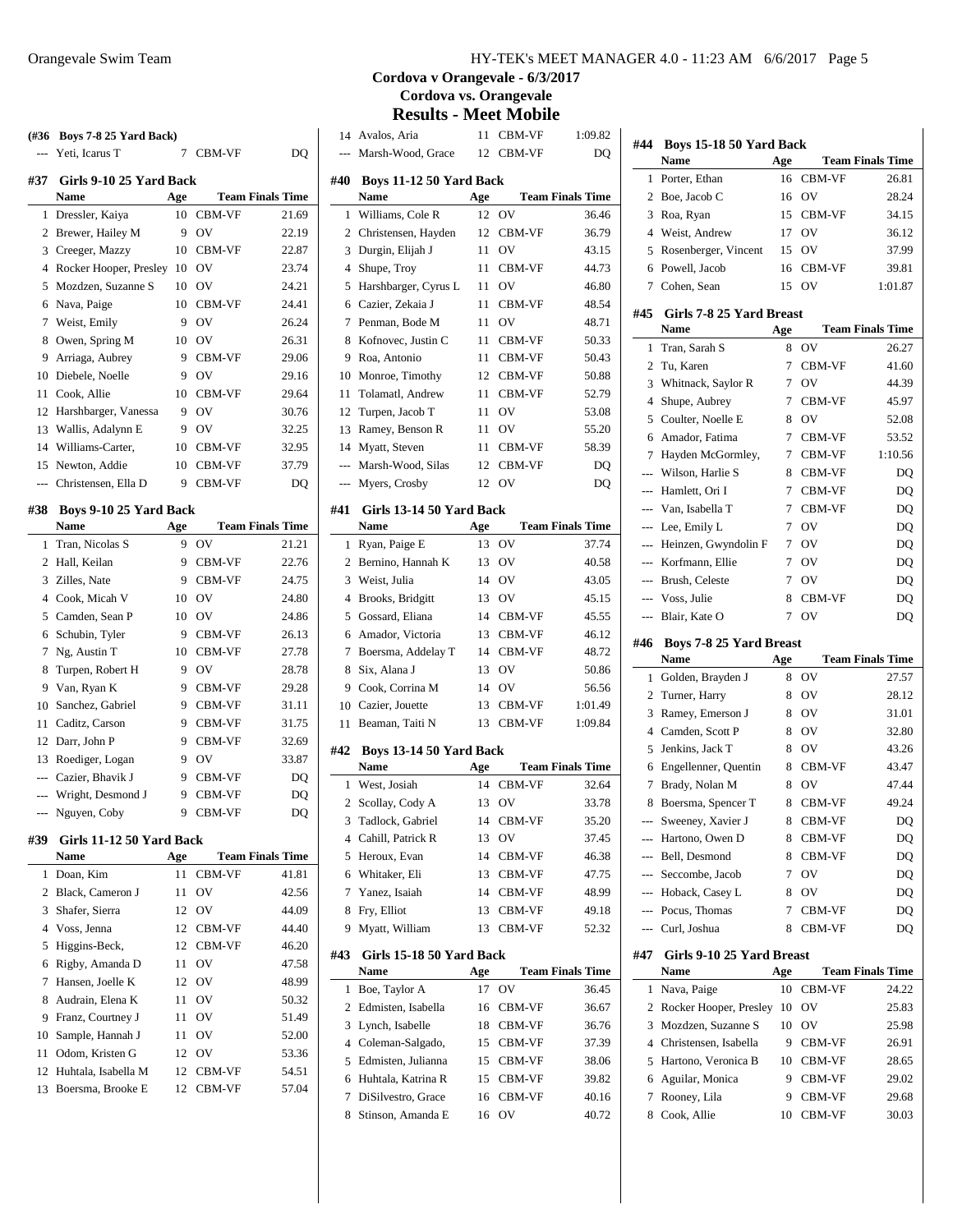## Cordova v Orangevale - 6/3/2017
## Cordova vs. Orangevale
## Results - Meet Mobile

### (#36 Boys 7-8 25 Yard Back)

| | Name | Age | Team | Finals Time |
|---|---|---|---|---|
| --- | Yeti, Icarus T | 7 | CBM-VF | DQ |

### #37 Girls 9-10 25 Yard Back

| | Name | Age | Team | Finals Time |
|---|---|---|---|---|
| 1 | Dressler, Kaiya | 10 | CBM-VF | 21.69 |
| 2 | Brewer, Hailey M | 9 | OV | 22.19 |
| 3 | Creeger, Mazzy | 10 | CBM-VF | 22.87 |
| 4 | Rocker Hooper, Presley | 10 | OV | 23.74 |
| 5 | Mozdzen, Suzanne S | 10 | OV | 24.21 |
| 6 | Nava, Paige | 10 | CBM-VF | 24.41 |
| 7 | Weist, Emily | 9 | OV | 26.24 |
| 8 | Owen, Spring M | 10 | OV | 26.31 |
| 9 | Arriaga, Aubrey | 9 | CBM-VF | 29.06 |
| 10 | Diebele, Noelle | 9 | OV | 29.16 |
| 11 | Cook, Allie | 10 | CBM-VF | 29.64 |
| 12 | Harshbarger, Vanessa | 9 | OV | 30.76 |
| 13 | Wallis, Adalynn E | 9 | OV | 32.25 |
| 14 | Williams-Carter, | 10 | CBM-VF | 32.95 |
| 15 | Newton, Addie | 10 | CBM-VF | 37.79 |
| --- | Christensen, Ella D | 9 | CBM-VF | DQ |

### #38 Boys 9-10 25 Yard Back

| | Name | Age | Team | Finals Time |
|---|---|---|---|---|
| 1 | Tran, Nicolas S | 9 | OV | 21.21 |
| 2 | Hall, Keilan | 9 | CBM-VF | 22.76 |
| 3 | Zilles, Nate | 9 | CBM-VF | 24.75 |
| 4 | Cook, Micah V | 10 | OV | 24.80 |
| 5 | Camden, Sean P | 10 | OV | 24.86 |
| 6 | Schubin, Tyler | 9 | CBM-VF | 26.13 |
| 7 | Ng, Austin T | 10 | CBM-VF | 27.78 |
| 8 | Turpen, Robert H | 9 | OV | 28.78 |
| 9 | Van, Ryan K | 9 | CBM-VF | 29.28 |
| 10 | Sanchez, Gabriel | 9 | CBM-VF | 31.11 |
| 11 | Caditz, Carson | 9 | CBM-VF | 31.75 |
| 12 | Darr, John P | 9 | CBM-VF | 32.69 |
| 13 | Roediger, Logan | 9 | OV | 33.87 |
| --- | Cazier, Bhavik J | 9 | CBM-VF | DQ |
| --- | Wright, Desmond J | 9 | CBM-VF | DQ |
| --- | Nguyen, Coby | 9 | CBM-VF | DQ |

### #39 Girls 11-12 50 Yard Back

| | Name | Age | Team | Finals Time |
|---|---|---|---|---|
| 1 | Doan, Kim | 11 | CBM-VF | 41.81 |
| 2 | Black, Cameron J | 11 | OV | 42.56 |
| 3 | Shafer, Sierra | 12 | OV | 44.09 |
| 4 | Voss, Jenna | 12 | CBM-VF | 44.40 |
| 5 | Higgins-Beck, | 12 | CBM-VF | 46.20 |
| 6 | Rigby, Amanda D | 11 | OV | 47.58 |
| 7 | Hansen, Joelle K | 12 | OV | 48.99 |
| 8 | Audrain, Elena K | 11 | OV | 50.32 |
| 9 | Franz, Courtney J | 11 | OV | 51.49 |
| 10 | Sample, Hannah J | 11 | OV | 52.00 |
| 11 | Odom, Kristen G | 12 | OV | 53.36 |
| 12 | Huhtala, Isabella M | 12 | CBM-VF | 54.51 |
| 13 | Boersma, Brooke E | 12 | CBM-VF | 57.04 |
| 14 | Avalos, Aria | 11 | CBM-VF | 1:09.82 |
| --- | Marsh-Wood, Grace | 12 | CBM-VF | DQ |

### #40 Boys 11-12 50 Yard Back

| | Name | Age | Team | Finals Time |
|---|---|---|---|---|
| 1 | Williams, Cole R | 12 | OV | 36.46 |
| 2 | Christensen, Hayden | 12 | CBM-VF | 36.79 |
| 3 | Durgin, Elijah J | 11 | OV | 43.15 |
| 4 | Shupe, Troy | 11 | CBM-VF | 44.73 |
| 5 | Harshbarger, Cyrus L | 11 | OV | 46.80 |
| 6 | Cazier, Zekaia J | 11 | CBM-VF | 48.54 |
| 7 | Penman, Bode M | 11 | OV | 48.71 |
| 8 | Kofnovec, Justin C | 11 | CBM-VF | 50.33 |
| 9 | Roa, Antonio | 11 | CBM-VF | 50.43 |
| 10 | Monroe, Timothy | 12 | CBM-VF | 50.88 |
| 11 | Tolamatl, Andrew | 11 | CBM-VF | 52.79 |
| 12 | Turpen, Jacob T | 11 | OV | 53.08 |
| 13 | Ramey, Benson R | 11 | OV | 55.20 |
| 14 | Myatt, Steven | 11 | CBM-VF | 58.39 |
| --- | Marsh-Wood, Silas | 12 | CBM-VF | DQ |
| --- | Myers, Crosby | 12 | OV | DQ |

### #41 Girls 13-14 50 Yard Back

| | Name | Age | Team | Finals Time |
|---|---|---|---|---|
| 1 | Ryan, Paige E | 13 | OV | 37.74 |
| 2 | Bernino, Hannah K | 13 | OV | 40.58 |
| 3 | Weist, Julia | 14 | OV | 43.05 |
| 4 | Brooks, Bridgitt | 13 | OV | 45.15 |
| 5 | Gossard, Eliana | 14 | CBM-VF | 45.55 |
| 6 | Amador, Victoria | 13 | CBM-VF | 46.12 |
| 7 | Boersma, Addelay T | 14 | CBM-VF | 48.72 |
| 8 | Six, Alana J | 13 | OV | 50.86 |
| 9 | Cook, Corrina M | 14 | OV | 56.56 |
| 10 | Cazier, Jouette | 13 | CBM-VF | 1:01.49 |
| 11 | Beaman, Taiti N | 13 | CBM-VF | 1:09.84 |

### #42 Boys 13-14 50 Yard Back

| | Name | Age | Team | Finals Time |
|---|---|---|---|---|
| 1 | West, Josiah | 14 | CBM-VF | 32.64 |
| 2 | Scollay, Cody A | 13 | OV | 33.78 |
| 3 | Tadlock, Gabriel | 14 | CBM-VF | 35.20 |
| 4 | Cahill, Patrick R | 13 | OV | 37.45 |
| 5 | Heroux, Evan | 14 | CBM-VF | 46.38 |
| 6 | Whitaker, Eli | 13 | CBM-VF | 47.75 |
| 7 | Yanez, Isaiah | 14 | CBM-VF | 48.99 |
| 8 | Fry, Elliot | 13 | CBM-VF | 49.18 |
| 9 | Myatt, William | 13 | CBM-VF | 52.32 |

### #43 Girls 15-18 50 Yard Back

| | Name | Age | Team | Finals Time |
|---|---|---|---|---|
| 1 | Boe, Taylor A | 17 | OV | 36.45 |
| 2 | Edmisten, Isabella | 16 | CBM-VF | 36.67 |
| 3 | Lynch, Isabelle | 18 | CBM-VF | 36.76 |
| 4 | Coleman-Salgado, | 15 | CBM-VF | 37.39 |
| 5 | Edmisten, Julianna | 15 | CBM-VF | 38.06 |
| 6 | Huhtala, Katrina R | 15 | CBM-VF | 39.82 |
| 7 | DiSilvestro, Grace | 16 | CBM-VF | 40.16 |
| 8 | Stinson, Amanda E | 16 | OV | 40.72 |

### #44 Boys 15-18 50 Yard Back

| | Name | Age | Team | Finals Time |
|---|---|---|---|---|
| 1 | Porter, Ethan | 16 | CBM-VF | 26.81 |
| 2 | Boe, Jacob C | 16 | OV | 28.24 |
| 3 | Roa, Ryan | 15 | CBM-VF | 34.15 |
| 4 | Weist, Andrew | 17 | OV | 36.12 |
| 5 | Rosenberger, Vincent | 15 | OV | 37.99 |
| 6 | Powell, Jacob | 16 | CBM-VF | 39.81 |
| 7 | Cohen, Sean | 15 | OV | 1:01.87 |

### #45 Girls 7-8 25 Yard Breast

| | Name | Age | Team | Finals Time |
|---|---|---|---|---|
| 1 | Tran, Sarah S | 8 | OV | 26.27 |
| 2 | Tu, Karen | 7 | CBM-VF | 41.60 |
| 3 | Whitnack, Saylor R | 7 | OV | 44.39 |
| 4 | Shupe, Aubrey | 7 | CBM-VF | 45.97 |
| 5 | Coulter, Noelle E | 8 | OV | 52.08 |
| 6 | Amador, Fatima | 7 | CBM-VF | 53.52 |
| 7 | Hayden McGormley, | 7 | CBM-VF | 1:10.56 |
| --- | Wilson, Harlie S | 8 | CBM-VF | DQ |
| --- | Hamlett, Ori I | 7 | CBM-VF | DQ |
| --- | Van, Isabella T | 7 | CBM-VF | DQ |
| --- | Lee, Emily L | 7 | OV | DQ |
| --- | Heinzen, Gwyndolin F | 7 | OV | DQ |
| --- | Korfmann, Ellie | 7 | OV | DQ |
| --- | Brush, Celeste | 7 | OV | DQ |
| --- | Voss, Julie | 8 | CBM-VF | DQ |
| --- | Blair, Kate O | 7 | OV | DQ |

### #46 Boys 7-8 25 Yard Breast

| | Name | Age | Team | Finals Time |
|---|---|---|---|---|
| 1 | Golden, Brayden J | 8 | OV | 27.57 |
| 2 | Turner, Harry | 8 | OV | 28.12 |
| 3 | Ramey, Emerson J | 8 | OV | 31.01 |
| 4 | Camden, Scott P | 8 | OV | 32.80 |
| 5 | Jenkins, Jack T | 8 | OV | 43.26 |
| 6 | Engellenner, Quentin | 8 | CBM-VF | 43.47 |
| 7 | Brady, Nolan M | 8 | OV | 47.44 |
| 8 | Boersma, Spencer T | 8 | CBM-VF | 49.24 |
| --- | Sweeney, Xavier J | 8 | CBM-VF | DQ |
| --- | Hartono, Owen D | 8 | CBM-VF | DQ |
| --- | Bell, Desmond | 8 | CBM-VF | DQ |
| --- | Seccombe, Jacob | 7 | OV | DQ |
| --- | Hoback, Casey L | 8 | OV | DQ |
| --- | Pocus, Thomas | 7 | CBM-VF | DQ |
| --- | Curl, Joshua | 8 | CBM-VF | DQ |

### #47 Girls 9-10 25 Yard Breast

| | Name | Age | Team | Finals Time |
|---|---|---|---|---|
| 1 | Nava, Paige | 10 | CBM-VF | 24.22 |
| 2 | Rocker Hooper, Presley | 10 | OV | 25.83 |
| 3 | Mozdzen, Suzanne S | 10 | OV | 25.98 |
| 4 | Christensen, Isabella | 9 | CBM-VF | 26.91 |
| 5 | Hartono, Veronica B | 10 | CBM-VF | 28.65 |
| 6 | Aguilar, Monica | 9 | CBM-VF | 29.02 |
| 7 | Rooney, Lila | 9 | CBM-VF | 29.68 |
| 8 | Cook, Allie | 10 | CBM-VF | 30.03 |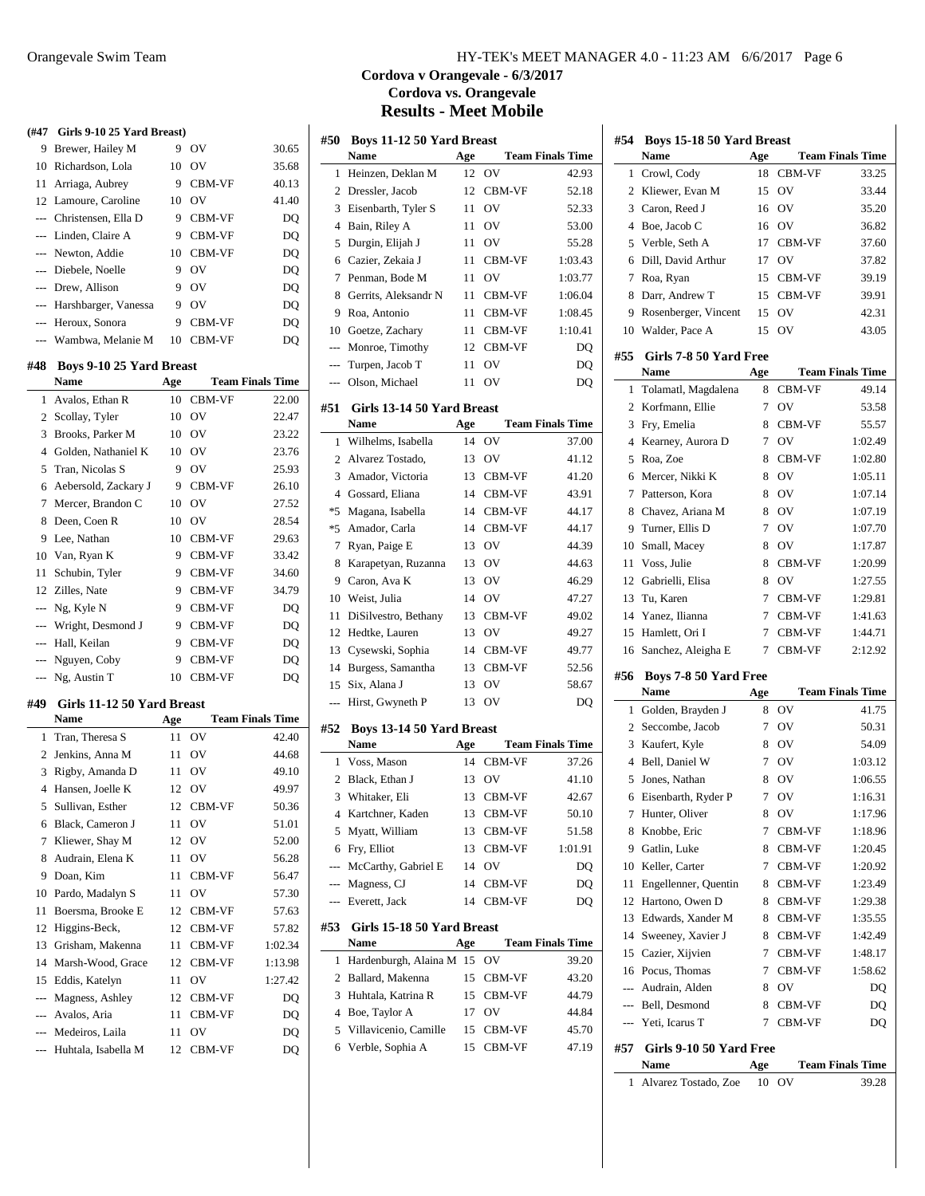## Cordova v Orangevale - 6/3/2017
## Cordova vs. Orangevale
## Results - Meet Mobile

### (#47 Girls 9-10 25 Yard Breast)

| | Name | Age | Team | Finals Time |
|---|---|---|---|---|
| 9 | Brewer, Hailey M | 9 | OV | 30.65 |
| 10 | Richardson, Lola | 10 | OV | 35.68 |
| 11 | Arriaga, Aubrey | 9 | CBM-VF | 40.13 |
| 12 | Lamoure, Caroline | 10 | OV | 41.40 |
| --- | Christensen, Ella D | 9 | CBM-VF | DQ |
| --- | Linden, Claire A | 9 | CBM-VF | DQ |
| --- | Newton, Addie | 10 | CBM-VF | DQ |
| --- | Diebele, Noelle | 9 | OV | DQ |
| --- | Drew, Allison | 9 | OV | DQ |
| --- | Harshbarger, Vanessa | 9 | OV | DQ |
| --- | Heroux, Sonora | 9 | CBM-VF | DQ |
| --- | Wambwa, Melanie M | 10 | CBM-VF | DQ |

### #48 Boys 9-10 25 Yard Breast

| | Name | Age | Team | Finals Time |
|---|---|---|---|---|
| 1 | Avalos, Ethan R | 10 | CBM-VF | 22.00 |
| 2 | Scollay, Tyler | 10 | OV | 22.47 |
| 3 | Brooks, Parker M | 10 | OV | 23.22 |
| 4 | Golden, Nathaniel K | 10 | OV | 23.76 |
| 5 | Tran, Nicolas S | 9 | OV | 25.93 |
| 6 | Aebersold, Zackary J | 9 | CBM-VF | 26.10 |
| 7 | Mercer, Brandon C | 10 | OV | 27.52 |
| 8 | Deen, Coen R | 10 | OV | 28.54 |
| 9 | Lee, Nathan | 10 | CBM-VF | 29.63 |
| 10 | Van, Ryan K | 9 | CBM-VF | 33.42 |
| 11 | Schubin, Tyler | 9 | CBM-VF | 34.60 |
| 12 | Zilles, Nate | 9 | CBM-VF | 34.79 |
| --- | Ng, Kyle N | 9 | CBM-VF | DQ |
| --- | Wright, Desmond J | 9 | CBM-VF | DQ |
| --- | Hall, Keilan | 9 | CBM-VF | DQ |
| --- | Nguyen, Coby | 9 | CBM-VF | DQ |
| --- | Ng, Austin T | 10 | CBM-VF | DQ |

### #49 Girls 11-12 50 Yard Breast

| | Name | Age | Team | Finals Time |
|---|---|---|---|---|
| 1 | Tran, Theresa S | 11 | OV | 42.40 |
| 2 | Jenkins, Anna M | 11 | OV | 44.68 |
| 3 | Rigby, Amanda D | 11 | OV | 49.10 |
| 4 | Hansen, Joelle K | 12 | OV | 49.97 |
| 5 | Sullivan, Esther | 12 | CBM-VF | 50.36 |
| 6 | Black, Cameron J | 11 | OV | 51.01 |
| 7 | Kliewer, Shay M | 12 | OV | 52.00 |
| 8 | Audrain, Elena K | 11 | OV | 56.28 |
| 9 | Doan, Kim | 11 | CBM-VF | 56.47 |
| 10 | Pardo, Madalyn S | 11 | OV | 57.30 |
| 11 | Boersma, Brooke E | 12 | CBM-VF | 57.63 |
| 12 | Higgins-Beck, | 12 | CBM-VF | 57.82 |
| 13 | Grisham, Makenna | 11 | CBM-VF | 1:02.34 |
| 14 | Marsh-Wood, Grace | 12 | CBM-VF | 1:13.98 |
| 15 | Eddis, Katelyn | 11 | OV | 1:27.42 |
| --- | Magness, Ashley | 12 | CBM-VF | DQ |
| --- | Avalos, Aria | 11 | CBM-VF | DQ |
| --- | Medeiros, Laila | 11 | OV | DQ |
| --- | Huhtala, Isabella M | 12 | CBM-VF | DQ |

### #50 Boys 11-12 50 Yard Breast

| | Name | Age | Team | Finals Time |
|---|---|---|---|---|
| 1 | Heinzen, Deklan M | 12 | OV | 42.93 |
| 2 | Dressler, Jacob | 12 | CBM-VF | 52.18 |
| 3 | Eisenbarth, Tyler S | 11 | OV | 52.33 |
| 4 | Bain, Riley A | 11 | OV | 53.00 |
| 5 | Durgin, Elijah J | 11 | OV | 55.28 |
| 6 | Cazier, Zekaia J | 11 | CBM-VF | 1:03.43 |
| 7 | Penman, Bode M | 11 | OV | 1:03.77 |
| 8 | Gerrits, Aleksandr N | 11 | CBM-VF | 1:06.04 |
| 9 | Roa, Antonio | 11 | CBM-VF | 1:08.45 |
| 10 | Goetze, Zachary | 11 | CBM-VF | 1:10.41 |
| --- | Monroe, Timothy | 12 | CBM-VF | DQ |
| --- | Turpen, Jacob T | 11 | OV | DQ |
| --- | Olson, Michael | 11 | OV | DQ |

### #51 Girls 13-14 50 Yard Breast

| | Name | Age | Team | Finals Time |
|---|---|---|---|---|
| 1 | Wilhelms, Isabella | 14 | OV | 37.00 |
| 2 | Alvarez Tostado, | 13 | OV | 41.12 |
| 3 | Amador, Victoria | 13 | CBM-VF | 41.20 |
| 4 | Gossard, Eliana | 14 | CBM-VF | 43.91 |
| *5 | Magana, Isabella | 14 | CBM-VF | 44.17 |
| *5 | Amador, Carla | 14 | CBM-VF | 44.17 |
| 7 | Ryan, Paige E | 13 | OV | 44.39 |
| 8 | Karapetyan, Ruzanna | 13 | OV | 44.63 |
| 9 | Caron, Ava K | 13 | OV | 46.29 |
| 10 | Weist, Julia | 14 | OV | 47.27 |
| 11 | DiSilvestro, Bethany | 13 | CBM-VF | 49.02 |
| 12 | Hedtke, Lauren | 13 | OV | 49.27 |
| 13 | Cysewski, Sophia | 14 | CBM-VF | 49.77 |
| 14 | Burgess, Samantha | 13 | CBM-VF | 52.56 |
| 15 | Six, Alana J | 13 | OV | 58.67 |
| --- | Hirst, Gwyneth P | 13 | OV | DQ |

### #52 Boys 13-14 50 Yard Breast

| | Name | Age | Team | Finals Time |
|---|---|---|---|---|
| 1 | Voss, Mason | 14 | CBM-VF | 37.26 |
| 2 | Black, Ethan J | 13 | OV | 41.10 |
| 3 | Whitaker, Eli | 13 | CBM-VF | 42.67 |
| 4 | Kartchner, Kaden | 13 | CBM-VF | 50.10 |
| 5 | Myatt, William | 13 | CBM-VF | 51.58 |
| 6 | Fry, Elliot | 13 | CBM-VF | 1:01.91 |
| --- | McCarthy, Gabriel E | 14 | OV | DQ |
| --- | Magness, CJ | 14 | CBM-VF | DQ |
| --- | Everett, Jack | 14 | CBM-VF | DQ |

### #53 Girls 15-18 50 Yard Breast

| | Name | Age | Team | Finals Time |
|---|---|---|---|---|
| 1 | Hardenburgh, Alaina M | 15 | OV | 39.20 |
| 2 | Ballard, Makenna | 15 | CBM-VF | 43.20 |
| 3 | Huhtala, Katrina R | 15 | CBM-VF | 44.79 |
| 4 | Boe, Taylor A | 17 | OV | 44.84 |
| 5 | Villavicenio, Camille | 15 | CBM-VF | 45.70 |
| 6 | Verble, Sophia A | 15 | CBM-VF | 47.19 |

### #54 Boys 15-18 50 Yard Breast

| | Name | Age | Team | Finals Time |
|---|---|---|---|---|
| 1 | Crowl, Cody | 18 | CBM-VF | 33.25 |
| 2 | Kliewer, Evan M | 15 | OV | 33.44 |
| 3 | Caron, Reed J | 16 | OV | 35.20 |
| 4 | Boe, Jacob C | 16 | OV | 36.82 |
| 5 | Verble, Seth A | 17 | CBM-VF | 37.60 |
| 6 | Dill, David Arthur | 17 | OV | 37.82 |
| 7 | Roa, Ryan | 15 | CBM-VF | 39.19 |
| 8 | Darr, Andrew T | 15 | CBM-VF | 39.91 |
| 9 | Rosenberger, Vincent | 15 | OV | 42.31 |
| 10 | Walder, Pace A | 15 | OV | 43.05 |

### #55 Girls 7-8 50 Yard Free

| | Name | Age | Team | Finals Time |
|---|---|---|---|---|
| 1 | Tolamatl, Magdalena | 8 | CBM-VF | 49.14 |
| 2 | Korfmann, Ellie | 7 | OV | 53.58 |
| 3 | Fry, Emelia | 8 | CBM-VF | 55.57 |
| 4 | Kearney, Aurora D | 7 | OV | 1:02.49 |
| 5 | Roa, Zoe | 8 | CBM-VF | 1:02.80 |
| 6 | Mercer, Nikki K | 8 | OV | 1:05.11 |
| 7 | Patterson, Kora | 8 | OV | 1:07.14 |
| 8 | Chavez, Ariana M | 8 | OV | 1:07.19 |
| 9 | Turner, Ellis D | 7 | OV | 1:07.70 |
| 10 | Small, Macey | 8 | OV | 1:17.87 |
| 11 | Voss, Julie | 8 | CBM-VF | 1:20.99 |
| 12 | Gabrielli, Elisa | 8 | OV | 1:27.55 |
| 13 | Tu, Karen | 7 | CBM-VF | 1:29.81 |
| 14 | Yanez, Ilianna | 7 | CBM-VF | 1:41.63 |
| 15 | Hamlett, Ori I | 7 | CBM-VF | 1:44.71 |
| 16 | Sanchez, Aleigha E | 7 | CBM-VF | 2:12.92 |

### #56 Boys 7-8 50 Yard Free

| | Name | Age | Team | Finals Time |
|---|---|---|---|---|
| 1 | Golden, Brayden J | 8 | OV | 41.75 |
| 2 | Seccombe, Jacob | 7 | OV | 50.31 |
| 3 | Kaufert, Kyle | 8 | OV | 54.09 |
| 4 | Bell, Daniel W | 7 | OV | 1:03.12 |
| 5 | Jones, Nathan | 8 | OV | 1:06.55 |
| 6 | Eisenbarth, Ryder P | 7 | OV | 1:16.31 |
| 7 | Hunter, Oliver | 8 | OV | 1:17.96 |
| 8 | Knobbe, Eric | 7 | CBM-VF | 1:18.96 |
| 9 | Gatlin, Luke | 8 | CBM-VF | 1:20.45 |
| 10 | Keller, Carter | 7 | CBM-VF | 1:20.92 |
| 11 | Engellenner, Quentin | 8 | CBM-VF | 1:23.49 |
| 12 | Hartono, Owen D | 8 | CBM-VF | 1:29.38 |
| 13 | Edwards, Xander M | 8 | CBM-VF | 1:35.55 |
| 14 | Sweeney, Xavier J | 8 | CBM-VF | 1:42.49 |
| 15 | Cazier, Xijvien | 7 | CBM-VF | 1:48.17 |
| 16 | Pocus, Thomas | 7 | CBM-VF | 1:58.62 |
| --- | Audrain, Alden | 8 | OV | DQ |
| --- | Bell, Desmond | 8 | CBM-VF | DQ |
| --- | Yeti, Icarus T | 7 | CBM-VF | DQ |

### #57 Girls 9-10 50 Yard Free

| | Name | Age | Team | Finals Time |
|---|---|---|---|---|
| 1 | Alvarez Tostado, Zoe | 10 | OV | 39.28 |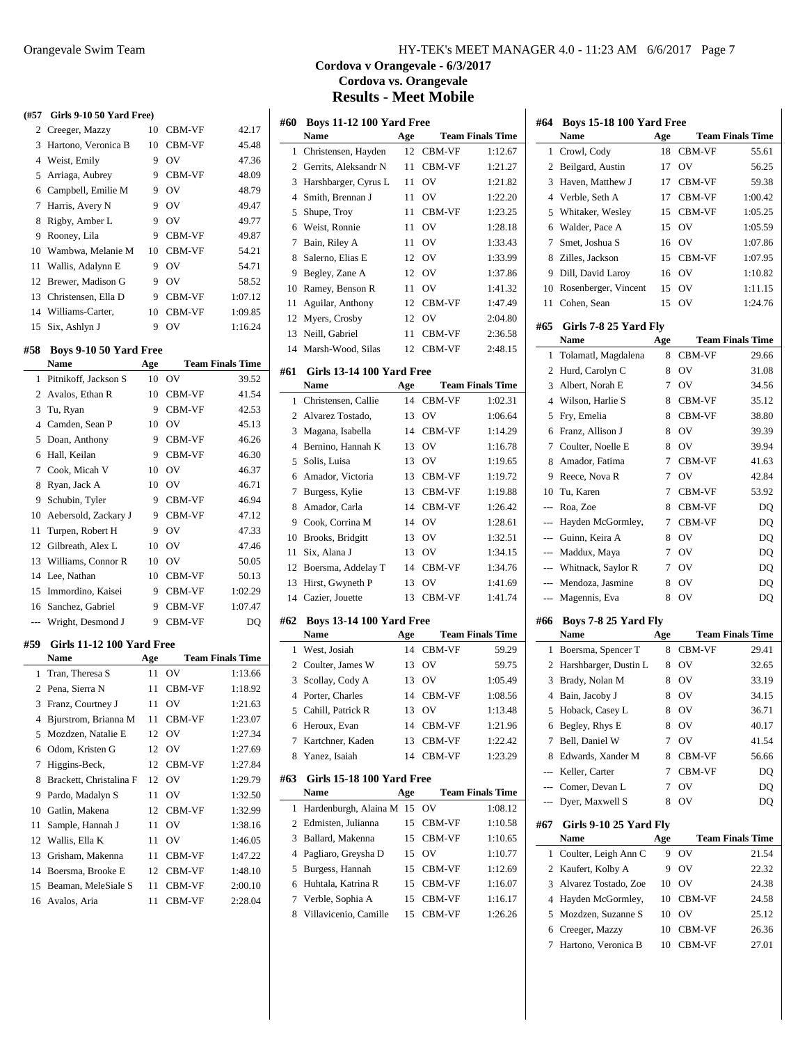## Cordova v Orangevale - 6/3/2017
## Cordova vs. Orangevale
## Results - Meet Mobile

**(#57 Girls 9-10 50 Yard Free)**

| | Name | Age | Team | Finals Time |
|---|---|---|---|---|
| 2 | Creeger, Mazzy | 10 | CBM-VF | 42.17 |
| 3 | Hartono, Veronica B | 10 | CBM-VF | 45.48 |
| 4 | Weist, Emily | 9 | OV | 47.36 |
| 5 | Arriaga, Aubrey | 9 | CBM-VF | 48.09 |
| 6 | Campbell, Emilie M | 9 | OV | 48.79 |
| 7 | Harris, Avery N | 9 | OV | 49.47 |
| 8 | Rigby, Amber L | 9 | OV | 49.77 |
| 9 | Rooney, Lila | 9 | CBM-VF | 49.87 |
| 10 | Wambwa, Melanie M | 10 | CBM-VF | 54.21 |
| 11 | Wallis, Adalynn E | 9 | OV | 54.71 |
| 12 | Brewer, Madison G | 9 | OV | 58.52 |
| 13 | Christensen, Ella D | 9 | CBM-VF | 1:07.12 |
| 14 | Williams-Carter, | 10 | CBM-VF | 1:09.85 |
| 15 | Six, Ashlyn J | 9 | OV | 1:16.24 |

**#58 Boys 9-10 50 Yard Free**

| | Name | Age | Team | Finals Time |
|---|---|---|---|---|
| 1 | Pitnikoff, Jackson S | 10 | OV | 39.52 |
| 2 | Avalos, Ethan R | 10 | CBM-VF | 41.54 |
| 3 | Tu, Ryan | 9 | CBM-VF | 42.53 |
| 4 | Camden, Sean P | 10 | OV | 45.13 |
| 5 | Doan, Anthony | 9 | CBM-VF | 46.26 |
| 6 | Hall, Keilan | 9 | CBM-VF | 46.30 |
| 7 | Cook, Micah V | 10 | OV | 46.37 |
| 8 | Ryan, Jack A | 10 | OV | 46.71 |
| 9 | Schubin, Tyler | 9 | CBM-VF | 46.94 |
| 10 | Aebersold, Zackary J | 9 | CBM-VF | 47.12 |
| 11 | Turpen, Robert H | 9 | OV | 47.33 |
| 12 | Gilbreath, Alex L | 10 | OV | 47.46 |
| 13 | Williams, Connor R | 10 | OV | 50.05 |
| 14 | Lee, Nathan | 10 | CBM-VF | 50.13 |
| 15 | Immordino, Kaisei | 9 | CBM-VF | 1:02.29 |
| 16 | Sanchez, Gabriel | 9 | CBM-VF | 1:07.47 |
| --- | Wright, Desmond J | 9 | CBM-VF | DQ |

**#59 Girls 11-12 100 Yard Free**

| | Name | Age | Team | Finals Time |
|---|---|---|---|---|
| 1 | Tran, Theresa S | 11 | OV | 1:13.66 |
| 2 | Pena, Sierra N | 11 | CBM-VF | 1:18.92 |
| 3 | Franz, Courtney J | 11 | OV | 1:21.63 |
| 4 | Bjurstrom, Brianna M | 11 | CBM-VF | 1:23.07 |
| 5 | Mozdzen, Natalie E | 12 | OV | 1:27.34 |
| 6 | Odom, Kristen G | 12 | OV | 1:27.69 |
| 7 | Higgins-Beck, | 12 | CBM-VF | 1:27.84 |
| 8 | Brackett, Christalina F | 12 | OV | 1:29.79 |
| 9 | Pardo, Madalyn S | 11 | OV | 1:32.50 |
| 10 | Gatlin, Makena | 12 | CBM-VF | 1:32.99 |
| 11 | Sample, Hannah J | 11 | OV | 1:38.16 |
| 12 | Wallis, Ella K | 11 | OV | 1:46.05 |
| 13 | Grisham, Makenna | 11 | CBM-VF | 1:47.22 |
| 14 | Boersma, Brooke E | 12 | CBM-VF | 1:48.10 |
| 15 | Beaman, MeleSiale S | 11 | CBM-VF | 2:00.10 |
| 16 | Avalos, Aria | 11 | CBM-VF | 2:28.04 |

**#60 Boys 11-12 100 Yard Free**

| | Name | Age | Team | Finals Time |
|---|---|---|---|---|
| 1 | Christensen, Hayden | 12 | CBM-VF | 1:12.67 |
| 2 | Gerrits, Aleksandr N | 11 | CBM-VF | 1:21.27 |
| 3 | Harshbarger, Cyrus L | 11 | OV | 1:21.82 |
| 4 | Smith, Brennan J | 11 | OV | 1:22.20 |
| 5 | Shupe, Troy | 11 | CBM-VF | 1:23.25 |
| 6 | Weist, Ronnie | 11 | OV | 1:28.18 |
| 7 | Bain, Riley A | 11 | OV | 1:33.43 |
| 8 | Salerno, Elias E | 12 | OV | 1:33.99 |
| 9 | Begley, Zane A | 12 | OV | 1:37.86 |
| 10 | Ramey, Benson R | 11 | OV | 1:41.32 |
| 11 | Aguilar, Anthony | 12 | CBM-VF | 1:47.49 |
| 12 | Myers, Crosby | 12 | OV | 2:04.80 |
| 13 | Neill, Gabriel | 11 | CBM-VF | 2:36.58 |
| 14 | Marsh-Wood, Silas | 12 | CBM-VF | 2:48.15 |

**#61 Girls 13-14 100 Yard Free**

| | Name | Age | Team | Finals Time |
|---|---|---|---|---|
| 1 | Christensen, Callie | 14 | CBM-VF | 1:02.31 |
| 2 | Alvarez Tostado, | 13 | OV | 1:06.64 |
| 3 | Magana, Isabella | 14 | CBM-VF | 1:14.29 |
| 4 | Bernino, Hannah K | 13 | OV | 1:16.78 |
| 5 | Solis, Luisa | 13 | OV | 1:19.65 |
| 6 | Amador, Victoria | 13 | CBM-VF | 1:19.72 |
| 7 | Burgess, Kylie | 13 | CBM-VF | 1:19.88 |
| 8 | Amador, Carla | 14 | CBM-VF | 1:26.42 |
| 9 | Cook, Corrina M | 14 | OV | 1:28.61 |
| 10 | Brooks, Bridgitt | 13 | OV | 1:32.51 |
| 11 | Six, Alana J | 13 | OV | 1:34.15 |
| 12 | Boersma, Addelay T | 14 | CBM-VF | 1:34.76 |
| 13 | Hirst, Gwyneth P | 13 | OV | 1:41.69 |
| 14 | Cazier, Jouette | 13 | CBM-VF | 1:41.74 |

**#62 Boys 13-14 100 Yard Free**

| | Name | Age | Team | Finals Time |
|---|---|---|---|---|
| 1 | West, Josiah | 14 | CBM-VF | 59.29 |
| 2 | Coulter, James W | 13 | OV | 59.75 |
| 3 | Scollay, Cody A | 13 | OV | 1:05.49 |
| 4 | Porter, Charles | 14 | CBM-VF | 1:08.56 |
| 5 | Cahill, Patrick R | 13 | OV | 1:13.48 |
| 6 | Heroux, Evan | 14 | CBM-VF | 1:21.96 |
| 7 | Kartchner, Kaden | 13 | CBM-VF | 1:22.42 |
| 8 | Yanez, Isaiah | 14 | CBM-VF | 1:23.29 |

**#63 Girls 15-18 100 Yard Free**

| | Name | Age | Team | Finals Time |
|---|---|---|---|---|
| 1 | Hardenburgh, Alaina M | 15 | OV | 1:08.12 |
| 2 | Edmisten, Julianna | 15 | CBM-VF | 1:10.58 |
| 3 | Ballard, Makenna | 15 | CBM-VF | 1:10.65 |
| 4 | Pagliaro, Greysha D | 15 | OV | 1:10.77 |
| 5 | Burgess, Hannah | 15 | CBM-VF | 1:12.69 |
| 6 | Huhtala, Katrina R | 15 | CBM-VF | 1:16.07 |
| 7 | Verble, Sophia A | 15 | CBM-VF | 1:16.17 |
| 8 | Villavicenio, Camille | 15 | CBM-VF | 1:26.26 |

**#64 Boys 15-18 100 Yard Free**

| | Name | Age | Team | Finals Time |
|---|---|---|---|---|
| 1 | Crowl, Cody | 18 | CBM-VF | 55.61 |
| 2 | Beilgard, Austin | 17 | OV | 56.25 |
| 3 | Haven, Matthew J | 17 | CBM-VF | 59.38 |
| 4 | Verble, Seth A | 17 | CBM-VF | 1:00.42 |
| 5 | Whitaker, Wesley | 15 | CBM-VF | 1:05.25 |
| 6 | Walder, Pace A | 15 | OV | 1:05.59 |
| 7 | Smet, Joshua S | 16 | OV | 1:07.86 |
| 8 | Zilles, Jackson | 15 | CBM-VF | 1:07.95 |
| 9 | Dill, David Laroy | 16 | OV | 1:10.82 |
| 10 | Rosenberger, Vincent | 15 | OV | 1:11.15 |
| 11 | Cohen, Sean | 15 | OV | 1:24.76 |

**#65 Girls 7-8 25 Yard Fly**

| | Name | Age | Team | Finals Time |
|---|---|---|---|---|
| 1 | Tolamatl, Magdalena | 8 | CBM-VF | 29.66 |
| 2 | Hurd, Carolyn C | 8 | OV | 31.08 |
| 3 | Albert, Norah E | 7 | OV | 34.56 |
| 4 | Wilson, Harlie S | 8 | CBM-VF | 35.12 |
| 5 | Fry, Emelia | 8 | CBM-VF | 38.80 |
| 6 | Franz, Allison J | 8 | OV | 39.39 |
| 7 | Coulter, Noelle E | 8 | OV | 39.94 |
| 8 | Amador, Fatima | 7 | CBM-VF | 41.63 |
| 9 | Reece, Nova R | 7 | OV | 42.84 |
| 10 | Tu, Karen | 7 | CBM-VF | 53.92 |
| --- | Roa, Zoe | 8 | CBM-VF | DQ |
| --- | Hayden McGormley, | 7 | CBM-VF | DQ |
| --- | Guinn, Keira A | 8 | OV | DQ |
| --- | Maddux, Maya | 7 | OV | DQ |
| --- | Whitnack, Saylor R | 7 | OV | DQ |
| --- | Mendoza, Jasmine | 8 | OV | DQ |
| --- | Magennis, Eva | 8 | OV | DQ |

**#66 Boys 7-8 25 Yard Fly**

| | Name | Age | Team | Finals Time |
|---|---|---|---|---|
| 1 | Boersma, Spencer T | 8 | CBM-VF | 29.41 |
| 2 | Harshbarger, Dustin L | 8 | OV | 32.65 |
| 3 | Brady, Nolan M | 8 | OV | 33.19 |
| 4 | Bain, Jacoby J | 8 | OV | 34.15 |
| 5 | Hoback, Casey L | 8 | OV | 36.71 |
| 6 | Begley, Rhys E | 8 | OV | 40.17 |
| 7 | Bell, Daniel W | 7 | OV | 41.54 |
| 8 | Edwards, Xander M | 8 | CBM-VF | 56.66 |
| --- | Keller, Carter | 7 | CBM-VF | DQ |
| --- | Comer, Devan L | 7 | OV | DQ |
| --- | Dyer, Maxwell S | 8 | OV | DQ |

**#67 Girls 9-10 25 Yard Fly**

| | Name | Age | Team | Finals Time |
|---|---|---|---|---|
| 1 | Coulter, Leigh Ann C | 9 | OV | 21.54 |
| 2 | Kaufert, Kolby A | 9 | OV | 22.32 |
| 3 | Alvarez Tostado, Zoe | 10 | OV | 24.38 |
| 4 | Hayden McGormley, | 10 | CBM-VF | 24.58 |
| 5 | Mozdzen, Suzanne S | 10 | OV | 25.12 |
| 6 | Creeger, Mazzy | 10 | CBM-VF | 26.36 |
| 7 | Hartono, Veronica B | 10 | CBM-VF | 27.01 |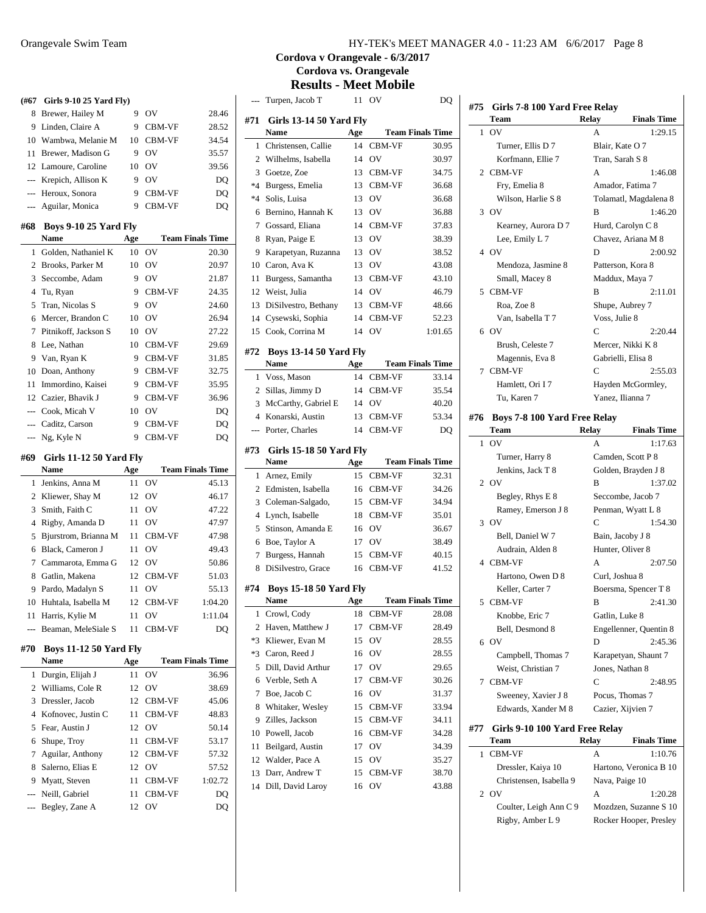**Cordova v Orangevale - 6/3/2017**
**Cordova vs. Orangevale**
## Results - Meet Mobile

### (#67 Girls 9-10 25 Yard Fly)

| | Name | Age | Team | Finals Time |
|---|---|---|---|---|
| 8 | Brewer, Hailey M | 9 | OV | 28.46 |
| 9 | Linden, Claire A | 9 | CBM-VF | 28.52 |
| 10 | Wambwa, Melanie M | 10 | CBM-VF | 34.54 |
| 11 | Brewer, Madison G | 9 | OV | 35.57 |
| 12 | Lamoure, Caroline | 10 | OV | 39.56 |
| --- | Krepich, Allison K | 9 | OV | DQ |
| --- | Heroux, Sonora | 9 | CBM-VF | DQ |
| --- | Aguilar, Monica | 9 | CBM-VF | DQ |

### #68 Boys 9-10 25 Yard Fly

| | Name | Age | Team | Finals Time |
|---|---|---|---|---|
| 1 | Golden, Nathaniel K | 10 | OV | 20.30 |
| 2 | Brooks, Parker M | 10 | OV | 20.97 |
| 3 | Seccombe, Adam | 9 | OV | 21.87 |
| 4 | Tu, Ryan | 9 | CBM-VF | 24.35 |
| 5 | Tran, Nicolas S | 9 | OV | 24.60 |
| 6 | Mercer, Brandon C | 10 | OV | 26.94 |
| 7 | Pitnikoff, Jackson S | 10 | OV | 27.22 |
| 8 | Lee, Nathan | 10 | CBM-VF | 29.69 |
| 9 | Van, Ryan K | 9 | CBM-VF | 31.85 |
| 10 | Doan, Anthony | 9 | CBM-VF | 32.75 |
| 11 | Immordino, Kaisei | 9 | CBM-VF | 35.95 |
| 12 | Cazier, Bhavik J | 9 | CBM-VF | 36.96 |
| --- | Cook, Micah V | 10 | OV | DQ |
| --- | Caditz, Carson | 9 | CBM-VF | DQ |
| --- | Ng, Kyle N | 9 | CBM-VF | DQ |

### #69 Girls 11-12 50 Yard Fly

| | Name | Age | Team | Finals Time |
|---|---|---|---|---|
| 1 | Jenkins, Anna M | 11 | OV | 45.13 |
| 2 | Kliewer, Shay M | 12 | OV | 46.17 |
| 3 | Smith, Faith C | 11 | OV | 47.22 |
| 4 | Rigby, Amanda D | 11 | OV | 47.97 |
| 5 | Bjurstrom, Brianna M | 11 | CBM-VF | 47.98 |
| 6 | Black, Cameron J | 11 | OV | 49.43 |
| 7 | Cammarota, Emma G | 12 | OV | 50.86 |
| 8 | Gatlin, Makena | 12 | CBM-VF | 51.03 |
| 9 | Pardo, Madalyn S | 11 | OV | 55.13 |
| 10 | Huhtala, Isabella M | 12 | CBM-VF | 1:04.20 |
| 11 | Harris, Kylie M | 11 | OV | 1:11.04 |
| --- | Beaman, MeleSiale S | 11 | CBM-VF | DQ |

### #70 Boys 11-12 50 Yard Fly

| | Name | Age | Team | Finals Time |
|---|---|---|---|---|
| 1 | Durgin, Elijah J | 11 | OV | 36.96 |
| 2 | Williams, Cole R | 12 | OV | 38.69 |
| 3 | Dressler, Jacob | 12 | CBM-VF | 45.06 |
| 4 | Kofnovec, Justin C | 11 | CBM-VF | 48.83 |
| 5 | Fear, Austin J | 12 | OV | 50.14 |
| 6 | Shupe, Troy | 11 | CBM-VF | 53.17 |
| 7 | Aguilar, Anthony | 12 | CBM-VF | 57.32 |
| 8 | Salerno, Elias E | 12 | OV | 57.52 |
| 9 | Myatt, Steven | 11 | CBM-VF | 1:02.72 |
| --- | Neill, Gabriel | 11 | CBM-VF | DQ |
| --- | Begley, Zane A | 12 | OV | DQ |
| --- | Turpen, Jacob T | 11 | OV | DQ |

### #71 Girls 13-14 50 Yard Fly

| | Name | Age | Team | Finals Time |
|---|---|---|---|---|
| 1 | Christensen, Callie | 14 | CBM-VF | 30.95 |
| 2 | Wilhelms, Isabella | 14 | OV | 30.97 |
| 3 | Goetze, Zoe | 13 | CBM-VF | 34.75 |
| *4 | Burgess, Emelia | 13 | CBM-VF | 36.68 |
| *4 | Solis, Luisa | 13 | OV | 36.68 |
| 6 | Bernino, Hannah K | 13 | OV | 36.88 |
| 7 | Gossard, Eliana | 14 | CBM-VF | 37.83 |
| 8 | Ryan, Paige E | 13 | OV | 38.39 |
| 9 | Karapetyan, Ruzanna | 13 | OV | 38.52 |
| 10 | Caron, Ava K | 13 | OV | 43.08 |
| 11 | Burgess, Samantha | 13 | CBM-VF | 43.10 |
| 12 | Weist, Julia | 14 | OV | 46.79 |
| 13 | DiSilvestro, Bethany | 13 | CBM-VF | 48.66 |
| 14 | Cysewski, Sophia | 14 | CBM-VF | 52.23 |
| 15 | Cook, Corrina M | 14 | OV | 1:01.65 |

### #72 Boys 13-14 50 Yard Fly

| | Name | Age | Team | Finals Time |
|---|---|---|---|---|
| 1 | Voss, Mason | 14 | CBM-VF | 33.14 |
| 2 | Sillas, Jimmy D | 14 | CBM-VF | 35.54 |
| 3 | McCarthy, Gabriel E | 14 | OV | 40.20 |
| 4 | Konarski, Austin | 13 | CBM-VF | 53.34 |
| --- | Porter, Charles | 14 | CBM-VF | DQ |

### #73 Girls 15-18 50 Yard Fly

| | Name | Age | Team | Finals Time |
|---|---|---|---|---|
| 1 | Arnez, Emily | 15 | CBM-VF | 32.31 |
| 2 | Edmisten, Isabella | 16 | CBM-VF | 34.26 |
| 3 | Coleman-Salgado, | 15 | CBM-VF | 34.94 |
| 4 | Lynch, Isabelle | 18 | CBM-VF | 35.01 |
| 5 | Stinson, Amanda E | 16 | OV | 36.67 |
| 6 | Boe, Taylor A | 17 | OV | 38.49 |
| 7 | Burgess, Hannah | 15 | CBM-VF | 40.15 |
| 8 | DiSilvestro, Grace | 16 | CBM-VF | 41.52 |

### #74 Boys 15-18 50 Yard Fly

| | Name | Age | Team | Finals Time |
|---|---|---|---|---|
| 1 | Crowl, Cody | 18 | CBM-VF | 28.08 |
| 2 | Haven, Matthew J | 17 | CBM-VF | 28.49 |
| *3 | Kliewer, Evan M | 15 | OV | 28.55 |
| *3 | Caron, Reed J | 16 | OV | 28.55 |
| 5 | Dill, David Arthur | 17 | OV | 29.65 |
| 6 | Verble, Seth A | 17 | CBM-VF | 30.26 |
| 7 | Boe, Jacob C | 16 | OV | 31.37 |
| 8 | Whitaker, Wesley | 15 | CBM-VF | 33.94 |
| 9 | Zilles, Jackson | 15 | CBM-VF | 34.11 |
| 10 | Powell, Jacob | 16 | CBM-VF | 34.28 |
| 11 | Beilgard, Austin | 17 | OV | 34.39 |
| 12 | Walder, Pace A | 15 | OV | 35.27 |
| 13 | Darr, Andrew T | 15 | CBM-VF | 38.70 |
| 14 | Dill, David Laroy | 16 | OV | 43.88 |

### #75 Girls 7-8 100 Yard Free Relay

| | Team | Relay | Finals Time |
|---|---|---|---|
| 1 | OV | A | 1:29.15 |
| | Turner, Ellis D 7 | Blair, Kate O 7 | |
| | Korfmann, Ellie 7 | Tran, Sarah S 8 | |
| 2 | CBM-VF | A | 1:46.08 |
| | Fry, Emelia 8 | Amador, Fatima 7 | |
| | Wilson, Harlie S 8 | Tolamatl, Magdalena 8 | |
| 3 | OV | B | 1:46.20 |
| | Kearney, Aurora D 7 | Hurd, Carolyn C 8 | |
| | Lee, Emily L 7 | Chavez, Ariana M 8 | |
| 4 | OV | D | 2:00.92 |
| | Mendoza, Jasmine 8 | Patterson, Kora 8 | |
| | Small, Macey 8 | Maddux, Maya 7 | |
| 5 | CBM-VF | B | 2:11.01 |
| | Roa, Zoe 8 | Shupe, Aubrey 7 | |
| | Van, Isabella T 7 | Voss, Julie 8 | |
| 6 | OV | C | 2:20.44 |
| | Brush, Celeste 7 | Mercer, Nikki K 8 | |
| | Magennis, Eva 8 | Gabrielli, Elisa 8 | |
| 7 | CBM-VF | C | 2:55.03 |
| | Hamlett, Ori I 7 | Hayden McGormley, | |
| | Tu, Karen 7 | Yanez, Ilianna 7 | |

### #76 Boys 7-8 100 Yard Free Relay

| | Team | Relay | Finals Time |
|---|---|---|---|
| 1 | OV | A | 1:17.63 |
| | Turner, Harry 8 | Camden, Scott P 8 | |
| | Jenkins, Jack T 8 | Golden, Brayden J 8 | |
| 2 | OV | B | 1:37.02 |
| | Begley, Rhys E 8 | Seccombe, Jacob 7 | |
| | Ramey, Emerson J 8 | Penman, Wyatt L 8 | |
| 3 | OV | C | 1:54.30 |
| | Bell, Daniel W 7 | Bain, Jacoby J 8 | |
| | Audrain, Alden 8 | Hunter, Oliver 8 | |
| 4 | CBM-VF | A | 2:07.50 |
| | Hartono, Owen D 8 | Curl, Joshua 8 | |
| | Keller, Carter 7 | Boersma, Spencer T 8 | |
| 5 | CBM-VF | B | 2:41.30 |
| | Knobbe, Eric 7 | Gatlin, Luke 8 | |
| | Bell, Desmond 8 | Engellenner, Quentin 8 | |
| 6 | OV | D | 2:45.36 |
| | Campbell, Thomas 7 | Karapetyan, Shaunt 7 | |
| | Weist, Christian 7 | Jones, Nathan 8 | |
| 7 | CBM-VF | C | 2:48.95 |
| | Sweeney, Xavier J 8 | Pocus, Thomas 7 | |
| | Edwards, Xander M 8 | Cazier, Xijvien 7 | |

### #77 Girls 9-10 100 Yard Free Relay

| | Team | Relay | Finals Time |
|---|---|---|---|
| 1 | CBM-VF | A | 1:10.76 |
| | Dressler, Kaiya 10 | Hartono, Veronica B 10 | |
| | Christensen, Isabella 9 | Nava, Paige 10 | |
| 2 | OV | A | 1:20.28 |
| | Coulter, Leigh Ann C 9 | Mozdzen, Suzanne S 10 | |
| | Rigby, Amber L 9 | Rocker Hooper, Presley | |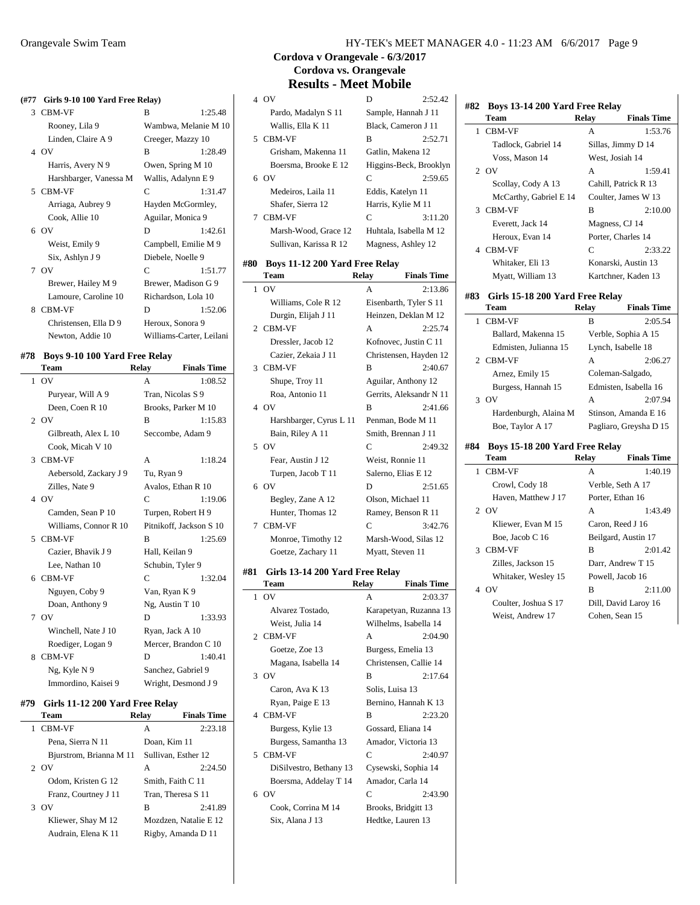## Cordova v Orangevale - 6/3/2017
## Cordova vs. Orangevale
## Results - Meet Mobile

### (#77 Girls 9-10 100 Yard Free Relay)

| | Team | Relay | Finals Time |
|---|---|---|---|
| 3 | CBM-VF | B | 1:25.48 |
| | Rooney, Lila 9 | Wambwa, Melanie M 10 | |
| | Linden, Claire A 9 | Creeger, Mazzy 10 | |
| 4 | OV | B | 1:28.49 |
| | Harris, Avery N 9 | Owen, Spring M 10 | |
| | Harshbarger, Vanessa M | Wallis, Adalynn E 9 | |
| 5 | CBM-VF | C | 1:31.47 |
| | Arriaga, Aubrey 9 | Hayden McGormley, | |
| | Cook, Allie 10 | Aguilar, Monica 9 | |
| 6 | OV | D | 1:42.61 |
| | Weist, Emily 9 | Campbell, Emilie M 9 | |
| | Six, Ashlyn J 9 | Diebele, Noelle 9 | |
| 7 | OV | C | 1:51.77 |
| | Brewer, Hailey M 9 | Brewer, Madison G 9 | |
| | Lamoure, Caroline 10 | Richardson, Lola 10 | |
| 8 | CBM-VF | D | 1:52.06 |
| | Christensen, Ella D 9 | Heroux, Sonora 9 | |
| | Newton, Addie 10 | Williams-Carter, Leilani | |

### #78 Boys 9-10 100 Yard Free Relay

| | Team | Relay | Finals Time |
|---|---|---|---|
| 1 | OV | A | 1:08.52 |
| | Puryear, Will A 9 | Tran, Nicolas S 9 | |
| | Deen, Coen R 10 | Brooks, Parker M 10 | |
| 2 | OV | B | 1:15.83 |
| | Gilbreath, Alex L 10 | Seccombe, Adam 9 | |
| | Cook, Micah V 10 | | |
| 3 | CBM-VF | A | 1:18.24 |
| | Aebersold, Zackary J 9 | Tu, Ryan 9 | |
| | Zilles, Nate 9 | Avalos, Ethan R 10 | |
| 4 | OV | C | 1:19.06 |
| | Camden, Sean P 10 | Turpen, Robert H 9 | |
| | Williams, Connor R 10 | Pitnikoff, Jackson S 10 | |
| 5 | CBM-VF | B | 1:25.69 |
| | Cazier, Bhavik J 9 | Hall, Keilan 9 | |
| | Lee, Nathan 10 | Schubin, Tyler 9 | |
| 6 | CBM-VF | C | 1:32.04 |
| | Nguyen, Coby 9 | Van, Ryan K 9 | |
| | Doan, Anthony 9 | Ng, Austin T 10 | |
| 7 | OV | D | 1:33.93 |
| | Winchell, Nate J 10 | Ryan, Jack A 10 | |
| | Roediger, Logan 9 | Mercer, Brandon C 10 | |
| 8 | CBM-VF | D | 1:40.41 |
| | Ng, Kyle N 9 | Sanchez, Gabriel 9 | |
| | Immordino, Kaisei 9 | Wright, Desmond J 9 | |

### #79 Girls 11-12 200 Yard Free Relay

| | Team | Relay | Finals Time |
|---|---|---|---|
| 1 | CBM-VF | A | 2:23.18 |
| | Pena, Sierra N 11 | Doan, Kim 11 | |
| | Bjurstrom, Brianna M 11 | Sullivan, Esther 12 | |
| 2 | OV | A | 2:24.50 |
| | Odom, Kristen G 12 | Smith, Faith C 11 | |
| | Franz, Courtney J 11 | Tran, Theresa S 11 | |
| 3 | OV | B | 2:41.89 |
| | Kliewer, Shay M 12 | Mozdzen, Natalie E 12 | |
| | Audrain, Elena K 11 | Rigby, Amanda D 11 | |
| 4 | OV | D | 2:52.42 |
| | Pardo, Madalyn S 11 | Sample, Hannah J 11 | |
| | Wallis, Ella K 11 | Black, Cameron J 11 | |
| 5 | CBM-VF | B | 2:52.71 |
| | Grisham, Makenna 11 | Gatlin, Makena 12 | |
| | Boersma, Brooke E 12 | Higgins-Beck, Brooklyn | |
| 6 | OV | C | 2:59.65 |
| | Medeiros, Laila 11 | Eddis, Katelyn 11 | |
| | Shafer, Sierra 12 | Harris, Kylie M 11 | |
| 7 | CBM-VF | C | 3:11.20 |
| | Marsh-Wood, Grace 12 | Huhtala, Isabella M 12 | |
| | Sullivan, Karissa R 12 | Magness, Ashley 12 | |

### #80 Boys 11-12 200 Yard Free Relay

| | Team | Relay | Finals Time |
|---|---|---|---|
| 1 | OV | A | 2:13.86 |
| | Williams, Cole R 12 | Eisenbarth, Tyler S 11 | |
| | Durgin, Elijah J 11 | Heinzen, Deklan M 12 | |
| 2 | CBM-VF | A | 2:25.74 |
| | Dressler, Jacob 12 | Kofnovec, Justin C 11 | |
| | Cazier, Zekaia J 11 | Christensen, Hayden 12 | |
| 3 | CBM-VF | B | 2:40.67 |
| | Shupe, Troy 11 | Aguilar, Anthony 12 | |
| | Roa, Antonio 11 | Gerrits, Aleksandr N 11 | |
| 4 | OV | B | 2:41.66 |
| | Harshbarger, Cyrus L 11 | Penman, Bode M 11 | |
| | Bain, Riley A 11 | Smith, Brennan J 11 | |
| 5 | OV | C | 2:49.32 |
| | Fear, Austin J 12 | Weist, Ronnie 11 | |
| | Turpen, Jacob T 11 | Salerno, Elias E 12 | |
| 6 | OV | D | 2:51.65 |
| | Begley, Zane A 12 | Olson, Michael 11 | |
| | Hunter, Thomas 12 | Ramey, Benson R 11 | |
| 7 | CBM-VF | C | 3:42.76 |
| | Monroe, Timothy 12 | Marsh-Wood, Silas 12 | |
| | Goetze, Zachary 11 | Myatt, Steven 11 | |

### #81 Girls 13-14 200 Yard Free Relay

| | Team | Relay | Finals Time |
|---|---|---|---|
| 1 | OV | A | 2:03.37 |
| | Alvarez Tostado, | Karapetyan, Ruzanna 13 | |
| | Weist, Julia 14 | Wilhelms, Isabella 14 | |
| 2 | CBM-VF | A | 2:04.90 |
| | Goetze, Zoe 13 | Burgess, Emelia 13 | |
| | Magana, Isabella 14 | Christensen, Callie 14 | |
| 3 | OV | B | 2:17.64 |
| | Caron, Ava K 13 | Solis, Luisa 13 | |
| | Ryan, Paige E 13 | Bernino, Hannah K 13 | |
| 4 | CBM-VF | B | 2:23.20 |
| | Burgess, Kylie 13 | Gossard, Eliana 14 | |
| | Burgess, Samantha 13 | Amador, Victoria 13 | |
| 5 | CBM-VF | C | 2:40.97 |
| | DiSilvestro, Bethany 13 | Cysewski, Sophia 14 | |
| | Boersma, Addelay T 14 | Amador, Carla 14 | |
| 6 | OV | C | 2:43.90 |
| | Cook, Corrina M 14 | Brooks, Bridgitt 13 | |
| | Six, Alana J 13 | Hedtke, Lauren 13 | |

### #82 Boys 13-14 200 Yard Free Relay

| | Team | Relay | Finals Time |
|---|---|---|---|
| 1 | CBM-VF | A | 1:53.76 |
| | Tadlock, Gabriel 14 | Sillas, Jimmy D 14 | |
| | Voss, Mason 14 | West, Josiah 14 | |
| 2 | OV | A | 1:59.41 |
| | Scollay, Cody A 13 | Cahill, Patrick R 13 | |
| | McCarthy, Gabriel E 14 | Coulter, James W 13 | |
| 3 | CBM-VF | B | 2:10.00 |
| | Everett, Jack 14 | Magness, CJ 14 | |
| | Heroux, Evan 14 | Porter, Charles 14 | |
| 4 | CBM-VF | C | 2:33.22 |
| | Whitaker, Eli 13 | Konarski, Austin 13 | |
| | Myatt, William 13 | Kartchner, Kaden 13 | |

### #83 Girls 15-18 200 Yard Free Relay

| | Team | Relay | Finals Time |
|---|---|---|---|
| 1 | CBM-VF | B | 2:05.54 |
| | Ballard, Makenna 15 | Verble, Sophia A 15 | |
| | Edmisten, Julianna 15 | Lynch, Isabelle 18 | |
| 2 | CBM-VF | A | 2:06.27 |
| | Arnez, Emily 15 | Coleman-Salgado, | |
| | Burgess, Hannah 15 | Edmisten, Isabella 16 | |
| 3 | OV | A | 2:07.94 |
| | Hardenburgh, Alaina M | Stinson, Amanda E 16 | |
| | Boe, Taylor A 17 | Pagliaro, Greysha D 15 | |

### #84 Boys 15-18 200 Yard Free Relay

| | Team | Relay | Finals Time |
|---|---|---|---|
| 1 | CBM-VF | A | 1:40.19 |
| | Crowl, Cody 18 | Verble, Seth A 17 | |
| | Haven, Matthew J 17 | Porter, Ethan 16 | |
| 2 | OV | A | 1:43.49 |
| | Kliewer, Evan M 15 | Caron, Reed J 16 | |
| | Boe, Jacob C 16 | Beilgard, Austin 17 | |
| 3 | CBM-VF | B | 2:01.42 |
| | Zilles, Jackson 15 | Darr, Andrew T 15 | |
| | Whitaker, Wesley 15 | Powell, Jacob 16 | |
| 4 | OV | B | 2:11.00 |
| | Coulter, Joshua S 17 | Dill, David Laroy 16 | |
| | Weist, Andrew 17 | Cohen, Sean 15 | |